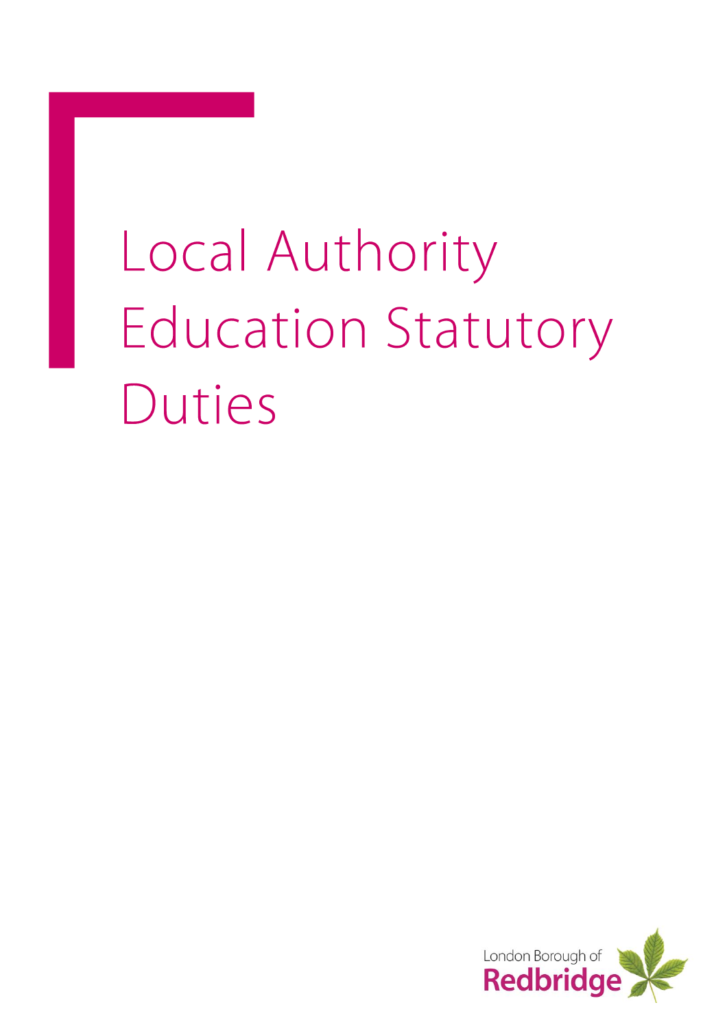# Local Authority Education Statutory Duties

London Borough of
Redbridge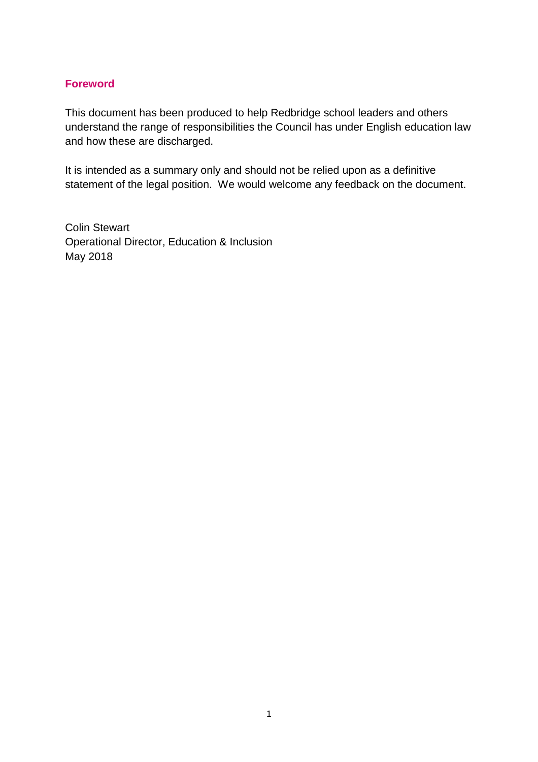## Foreword

This document has been produced to help Redbridge school leaders and others understand the range of responsibilities the Council has under English education law and how these are discharged.

It is intended as a summary only and should not be relied upon as a definitive statement of the legal position. We would welcome any feedback on the document.

Colin Stewart
Operational Director, Education & Inclusion
May 2018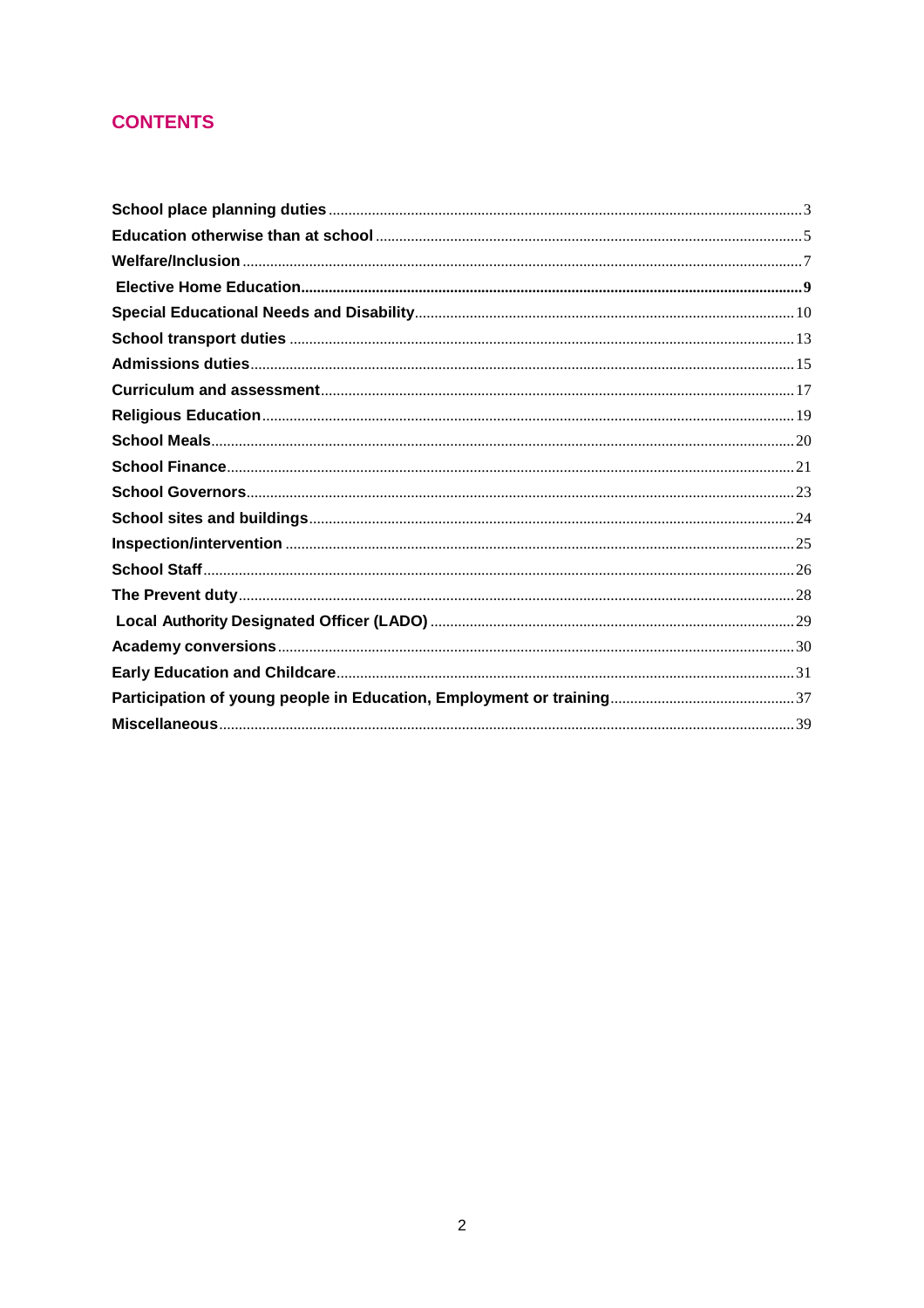## CONTENTS

| | |
|---|---|
| **School place planning duties** | 3 |
| **Education otherwise than at school** | 5 |
| **Welfare/Inclusion** | 7 |
| **Elective Home Education** | **9** |
| **Special Educational Needs and Disability** | 10 |
| **School transport duties** | 13 |
| **Admissions duties** | 15 |
| **Curriculum and assessment** | 17 |
| **Religious Education** | 19 |
| **School Meals** | 20 |
| **School Finance** | 21 |
| **School Governors** | 23 |
| **School sites and buildings** | 24 |
| **Inspection/intervention** | 25 |
| **School Staff** | 26 |
| **The Prevent duty** | 28 |
| **Local Authority Designated Officer (LADO)** | 29 |
| **Academy conversions** | 30 |
| **Early Education and Childcare** | 31 |
| **Participation of young people in Education, Employment or training** | 37 |
| **Miscellaneous** | 39 |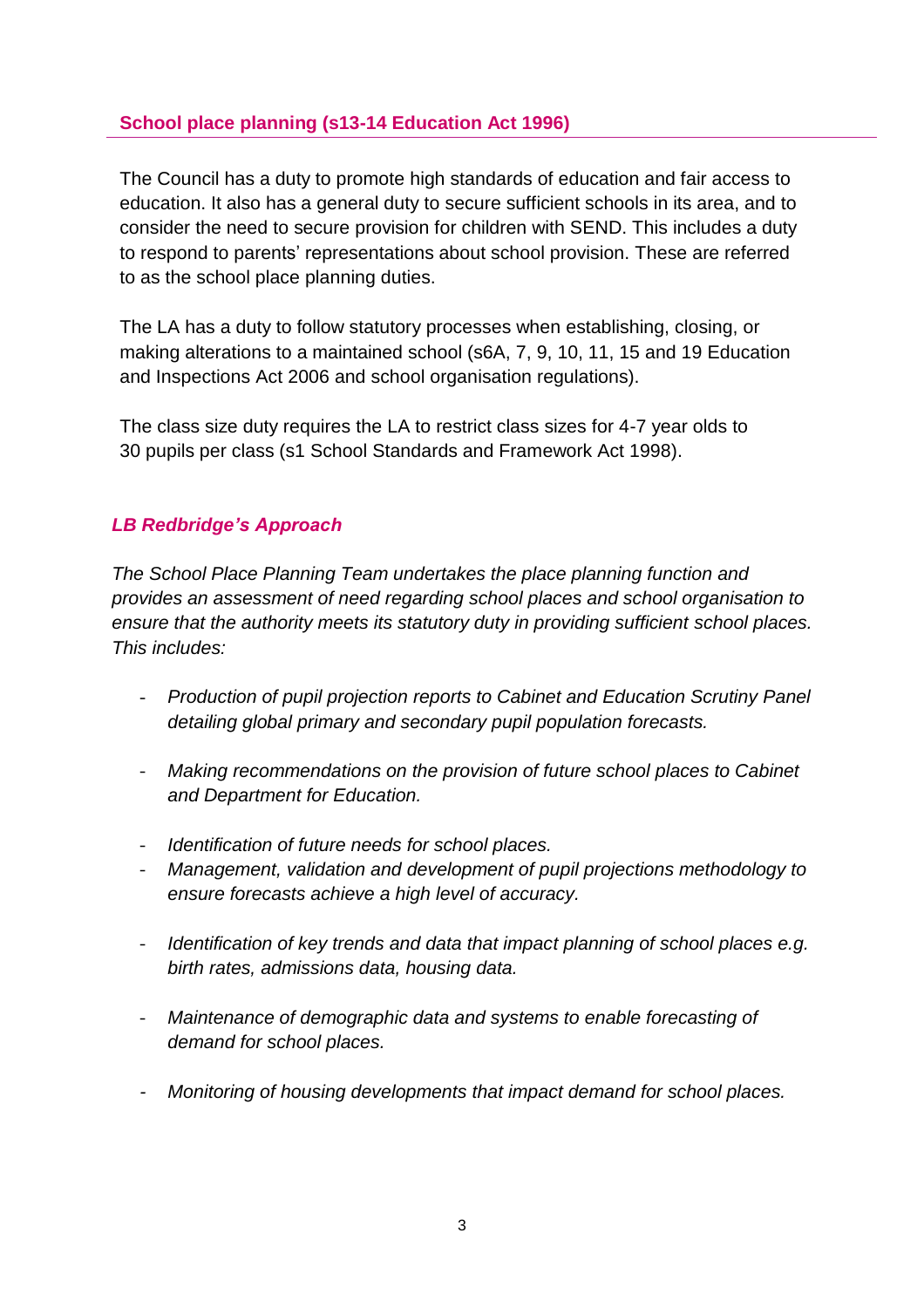## School place planning (s13-14 Education Act 1996)

The Council has a duty to promote high standards of education and fair access to education. It also has a general duty to secure sufficient schools in its area, and to consider the need to secure provision for children with SEND. This includes a duty to respond to parents' representations about school provision. These are referred to as the school place planning duties.

The LA has a duty to follow statutory processes when establishing, closing, or making alterations to a maintained school (s6A, 7, 9, 10, 11, 15 and 19 Education and Inspections Act 2006 and school organisation regulations).

The class size duty requires the LA to restrict class sizes for 4-7 year olds to 30 pupils per class (s1 School Standards and Framework Act 1998).

### *LB Redbridge's Approach*

*The School Place Planning Team undertakes the place planning function and provides an assessment of need regarding school places and school organisation to ensure that the authority meets its statutory duty in providing sufficient school places. This includes:*

- *Production of pupil projection reports to Cabinet and Education Scrutiny Panel detailing global primary and secondary pupil population forecasts.*
- *Making recommendations on the provision of future school places to Cabinet and Department for Education.*
- *Identification of future needs for school places.*
- *Management, validation and development of pupil projections methodology to ensure forecasts achieve a high level of accuracy.*
- *Identification of key trends and data that impact planning of school places e.g. birth rates, admissions data, housing data.*
- *Maintenance of demographic data and systems to enable forecasting of demand for school places.*
- *Monitoring of housing developments that impact demand for school places.*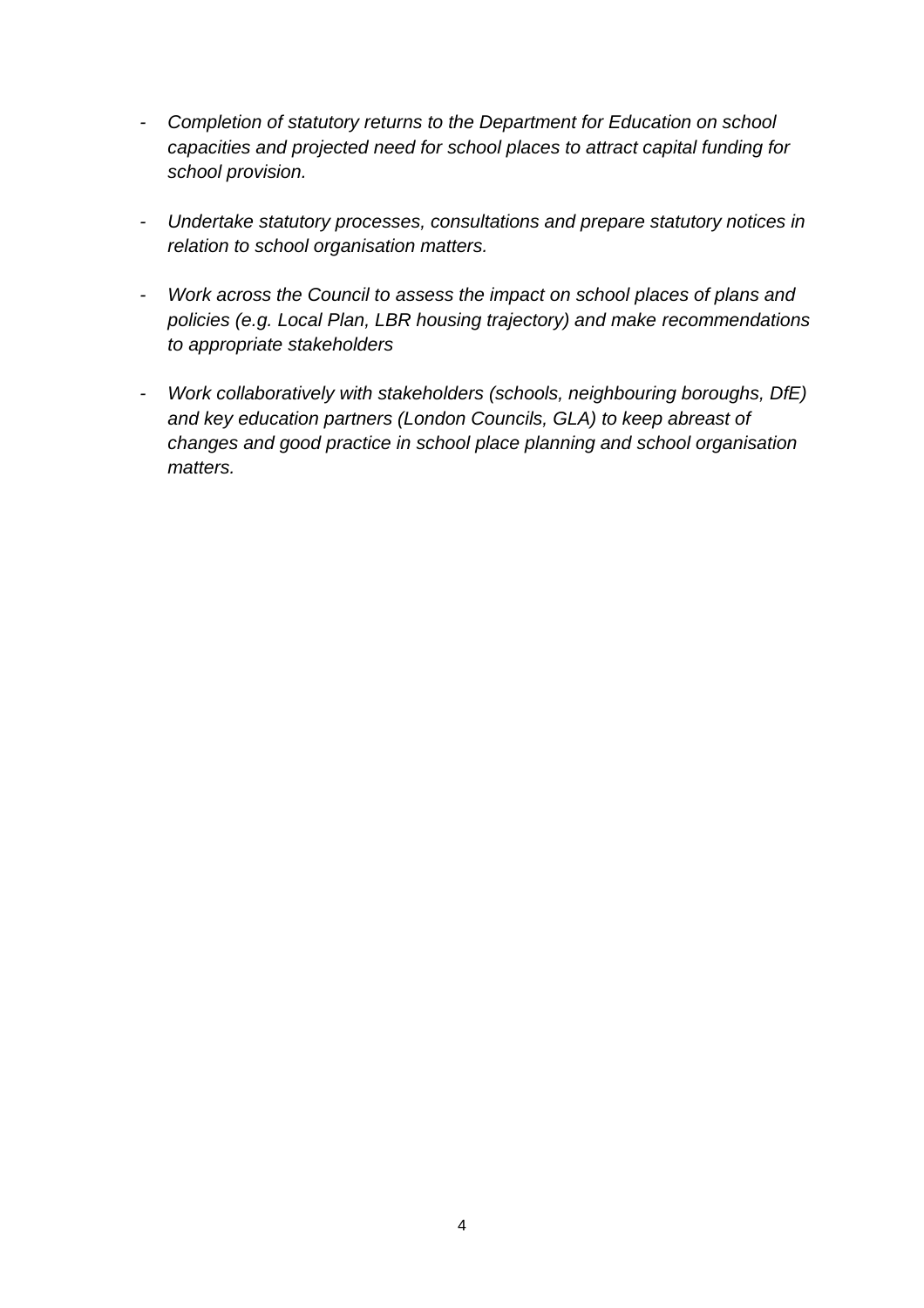- *Completion of statutory returns to the Department for Education on school capacities and projected need for school places to attract capital funding for school provision.*

- *Undertake statutory processes, consultations and prepare statutory notices in relation to school organisation matters.*

- *Work across the Council to assess the impact on school places of plans and policies (e.g. Local Plan, LBR housing trajectory) and make recommendations to appropriate stakeholders*

- *Work collaboratively with stakeholders (schools, neighbouring boroughs, DfE) and key education partners (London Councils, GLA) to keep abreast of changes and good practice in school place planning and school organisation matters.*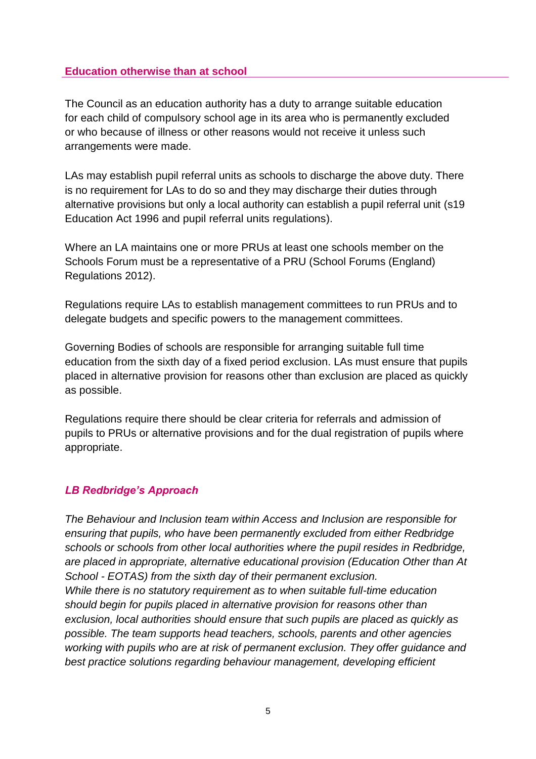## Education otherwise than at school

The Council as an education authority has a duty to arrange suitable education for each child of compulsory school age in its area who is permanently excluded or who because of illness or other reasons would not receive it unless such arrangements were made.

LAs may establish pupil referral units as schools to discharge the above duty. There is no requirement for LAs to do so and they may discharge their duties through alternative provisions but only a local authority can establish a pupil referral unit (s19 Education Act 1996 and pupil referral units regulations).

Where an LA maintains one or more PRUs at least one schools member on the Schools Forum must be a representative of a PRU (School Forums (England) Regulations 2012).

Regulations require LAs to establish management committees to run PRUs and to delegate budgets and specific powers to the management committees.

Governing Bodies of schools are responsible for arranging suitable full time education from the sixth day of a fixed period exclusion. LAs must ensure that pupils placed in alternative provision for reasons other than exclusion are placed as quickly as possible.

Regulations require there should be clear criteria for referrals and admission of pupils to PRUs or alternative provisions and for the dual registration of pupils where appropriate.

### *LB Redbridge's Approach*

*The Behaviour and Inclusion team within Access and Inclusion are responsible for ensuring that pupils, who have been permanently excluded from either Redbridge schools or schools from other local authorities where the pupil resides in Redbridge, are placed in appropriate, alternative educational provision (Education Other than At School - EOTAS) from the sixth day of their permanent exclusion.*
*While there is no statutory requirement as to when suitable full-time education should begin for pupils placed in alternative provision for reasons other than exclusion, local authorities should ensure that such pupils are placed as quickly as possible. The team supports head teachers, schools, parents and other agencies working with pupils who are at risk of permanent exclusion. They offer guidance and best practice solutions regarding behaviour management, developing efficient*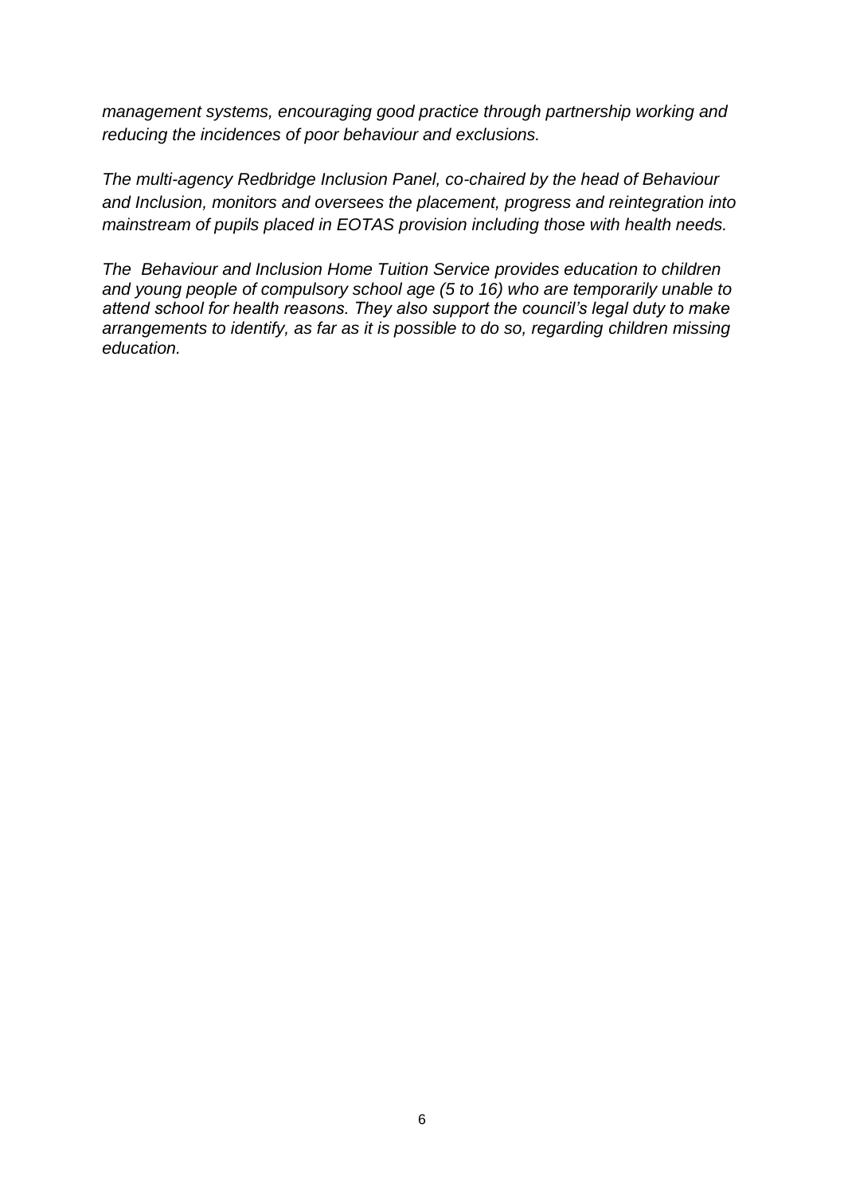*management systems, encouraging good practice through partnership working and reducing the incidences of poor behaviour and exclusions.*

*The multi-agency Redbridge Inclusion Panel, co-chaired by the head of Behaviour and Inclusion, monitors and oversees the placement, progress and reintegration into mainstream of pupils placed in EOTAS provision including those with health needs.*

*The Behaviour and Inclusion Home Tuition Service provides education to children and young people of compulsory school age (5 to 16) who are temporarily unable to attend school for health reasons. They also support the council's legal duty to make arrangements to identify, as far as it is possible to do so, regarding children missing education.*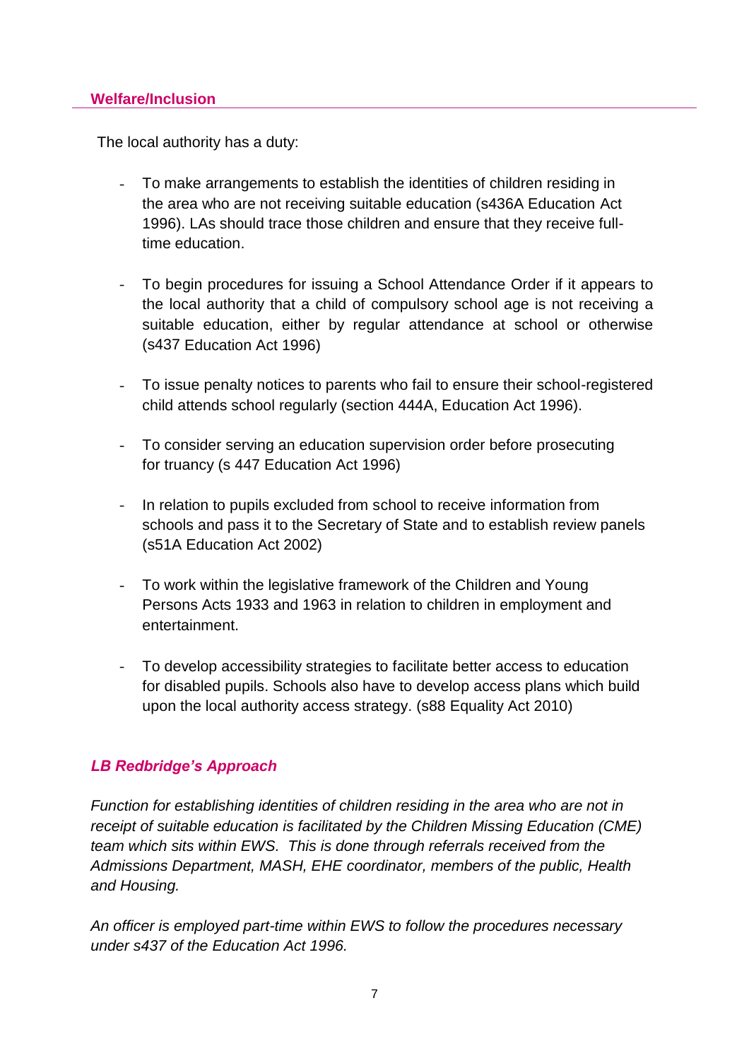## Welfare/Inclusion

The local authority has a duty:

- To make arrangements to establish the identities of children residing in the area who are not receiving suitable education (s436A Education Act 1996). LAs should trace those children and ensure that they receive full-time education.

- To begin procedures for issuing a School Attendance Order if it appears to the local authority that a child of compulsory school age is not receiving a suitable education, either by regular attendance at school or otherwise (s437 Education Act 1996)

- To issue penalty notices to parents who fail to ensure their school-registered child attends school regularly (section 444A, Education Act 1996).

- To consider serving an education supervision order before prosecuting for truancy (s 447 Education Act 1996)

- In relation to pupils excluded from school to receive information from schools and pass it to the Secretary of State and to establish review panels (s51A Education Act 2002)

- To work within the legislative framework of the Children and Young Persons Acts 1933 and 1963 in relation to children in employment and entertainment.

- To develop accessibility strategies to facilitate better access to education for disabled pupils. Schools also have to develop access plans which build upon the local authority access strategy. (s88 Equality Act 2010)

### *LB Redbridge's Approach*

*Function for establishing identities of children residing in the area who are not in receipt of suitable education is facilitated by the Children Missing Education (CME) team which sits within EWS. This is done through referrals received from the Admissions Department, MASH, EHE coordinator, members of the public, Health and Housing.*

*An officer is employed part-time within EWS to follow the procedures necessary under s437 of the Education Act 1996.*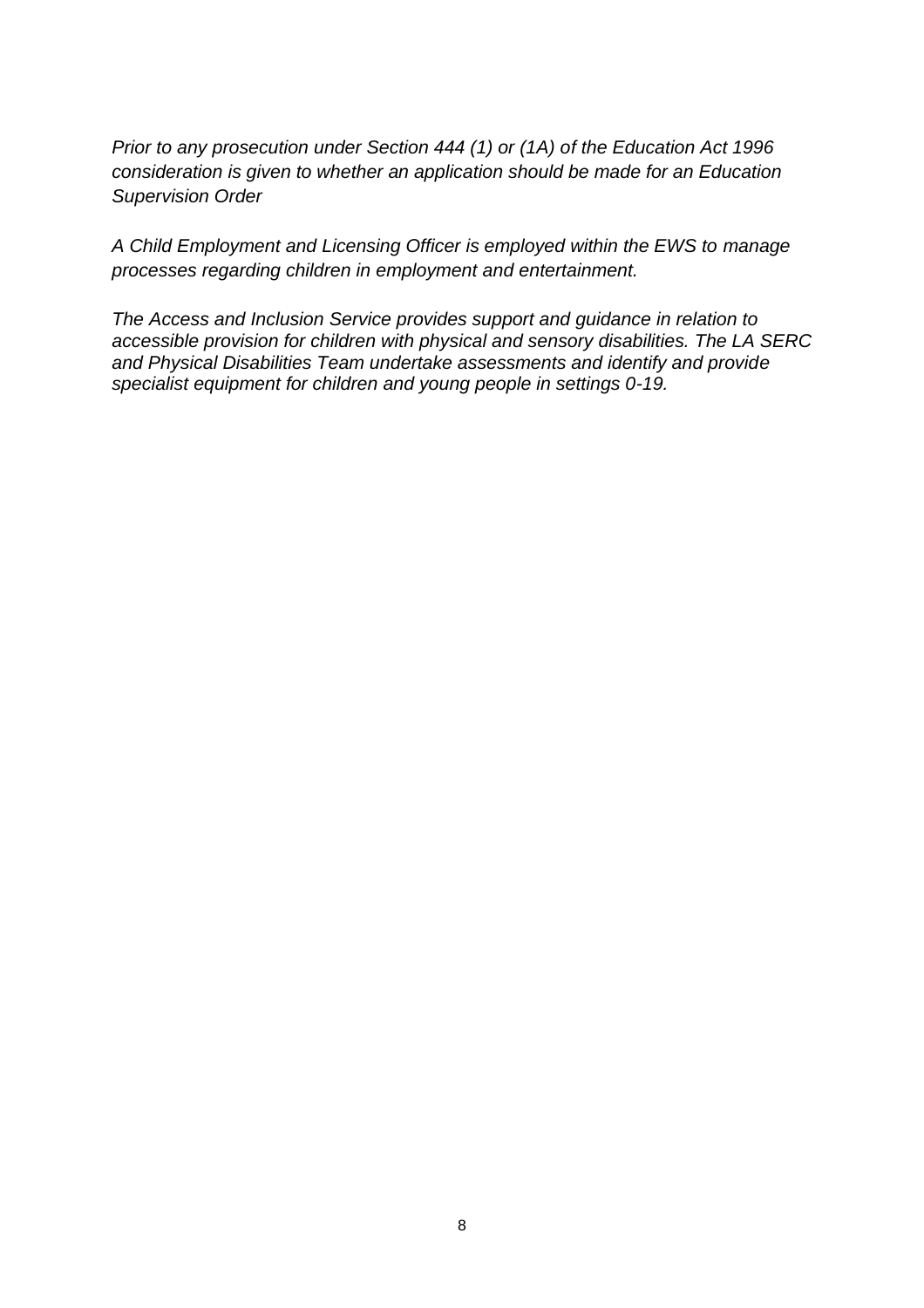*Prior to any prosecution under Section 444 (1) or (1A) of the Education Act 1996 consideration is given to whether an application should be made for an Education Supervision Order*

*A Child Employment and Licensing Officer is employed within the EWS to manage processes regarding children in employment and entertainment.*

*The Access and Inclusion Service provides support and guidance in relation to accessible provision for children with physical and sensory disabilities. The LA SERC and Physical Disabilities Team undertake assessments and identify and provide specialist equipment for children and young people in settings 0-19.*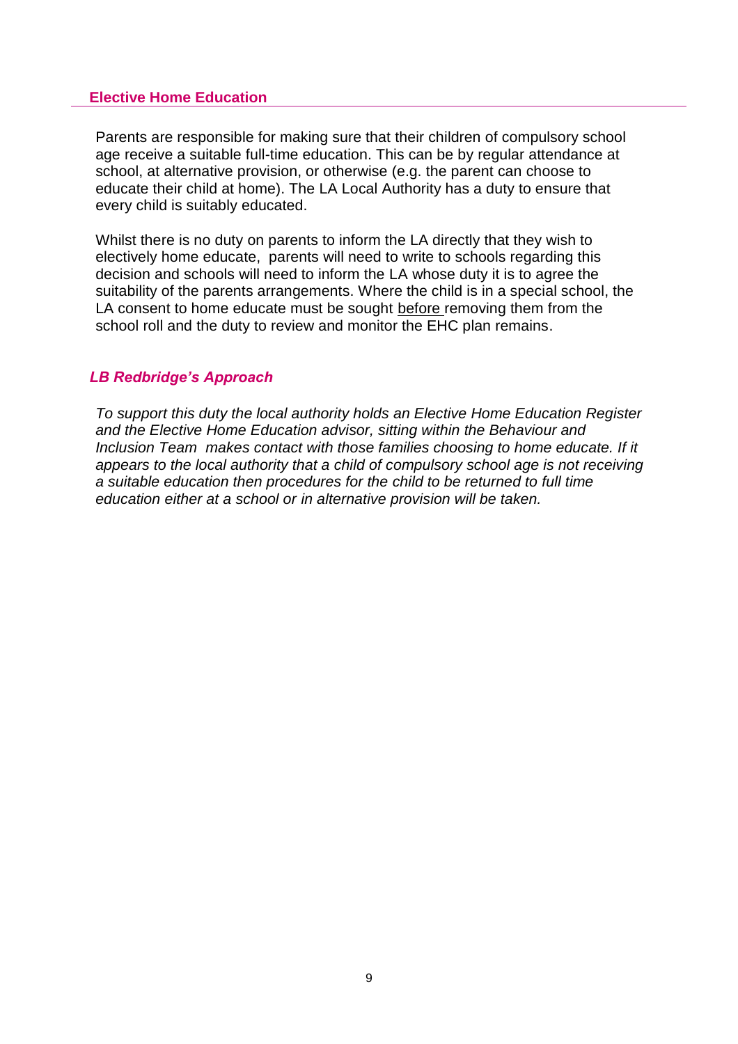## Elective Home Education

Parents are responsible for making sure that their children of compulsory school age receive a suitable full-time education. This can be by regular attendance at school, at alternative provision, or otherwise (e.g. the parent can choose to educate their child at home). The LA Local Authority has a duty to ensure that every child is suitably educated.

Whilst there is no duty on parents to inform the LA directly that they wish to electively home educate, parents will need to write to schools regarding this decision and schools will need to inform the LA whose duty it is to agree the suitability of the parents arrangements. Where the child is in a special school, the LA consent to home educate must be sought before removing them from the school roll and the duty to review and monitor the EHC plan remains.

### *LB Redbridge's Approach*

*To support this duty the local authority holds an Elective Home Education Register and the Elective Home Education advisor, sitting within the Behaviour and Inclusion Team makes contact with those families choosing to home educate. If it appears to the local authority that a child of compulsory school age is not receiving a suitable education then procedures for the child to be returned to full time education either at a school or in alternative provision will be taken.*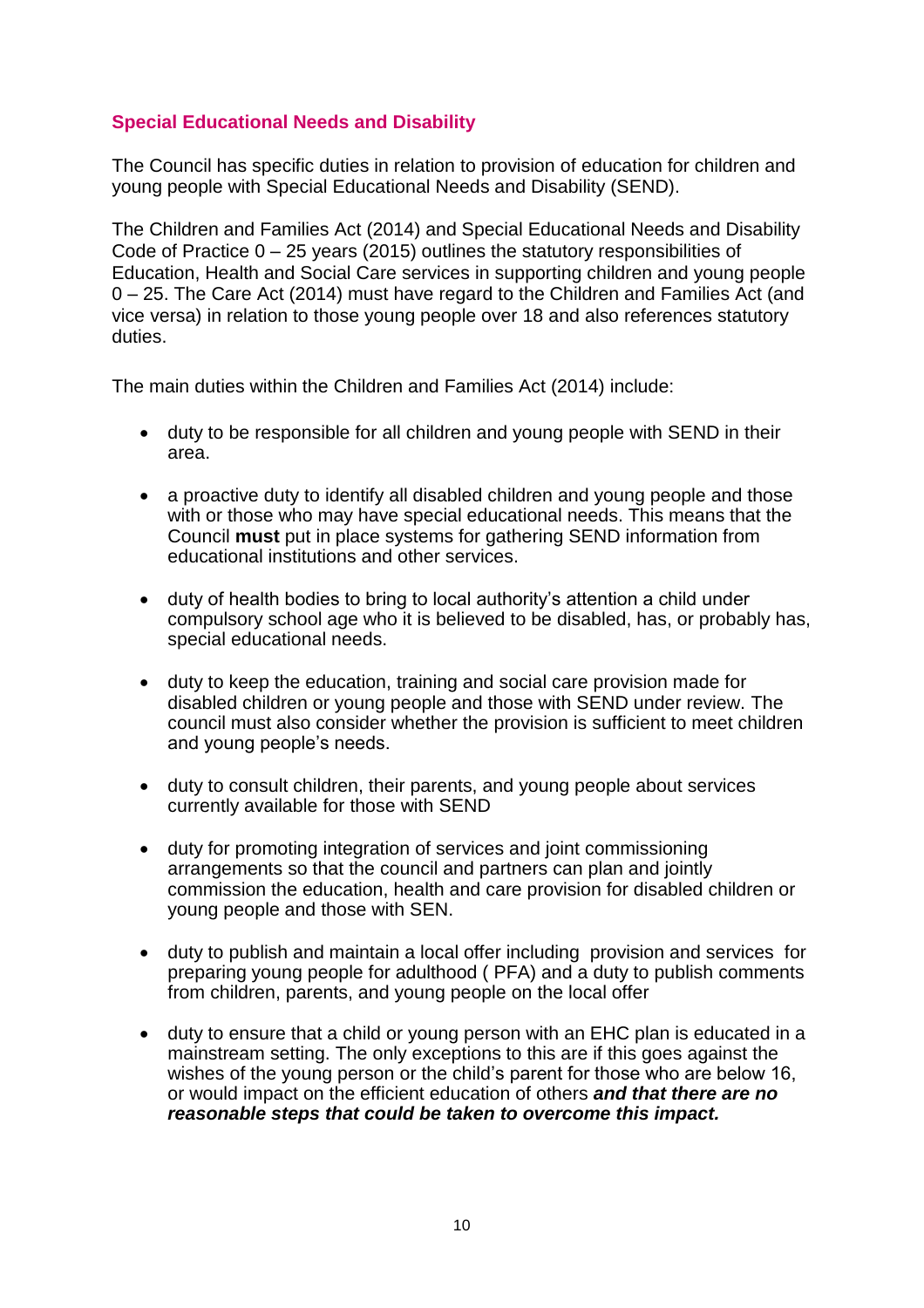## Special Educational Needs and Disability

The Council has specific duties in relation to provision of education for children and young people with Special Educational Needs and Disability (SEND).

The Children and Families Act (2014) and Special Educational Needs and Disability Code of Practice 0 – 25 years (2015) outlines the statutory responsibilities of Education, Health and Social Care services in supporting children and young people 0 – 25. The Care Act (2014) must have regard to the Children and Families Act (and vice versa) in relation to those young people over 18 and also references statutory duties.

The main duties within the Children and Families Act (2014) include:

- duty to be responsible for all children and young people with SEND in their area.
- a proactive duty to identify all disabled children and young people and those with or those who may have special educational needs. This means that the Council **must** put in place systems for gathering SEND information from educational institutions and other services.
- duty of health bodies to bring to local authority's attention a child under compulsory school age who it is believed to be disabled, has, or probably has, special educational needs.
- duty to keep the education, training and social care provision made for disabled children or young people and those with SEND under review. The council must also consider whether the provision is sufficient to meet children and young people's needs.
- duty to consult children, their parents, and young people about services currently available for those with SEND
- duty for promoting integration of services and joint commissioning arrangements so that the council and partners can plan and jointly commission the education, health and care provision for disabled children or young people and those with SEN.
- duty to publish and maintain a local offer including provision and services for preparing young people for adulthood ( PFA) and a duty to publish comments from children, parents, and young people on the local offer
- duty to ensure that a child or young person with an EHC plan is educated in a mainstream setting. The only exceptions to this are if this goes against the wishes of the young person or the child's parent for those who are below 16, or would impact on the efficient education of others ***and that there are no reasonable steps that could be taken to overcome this impact.***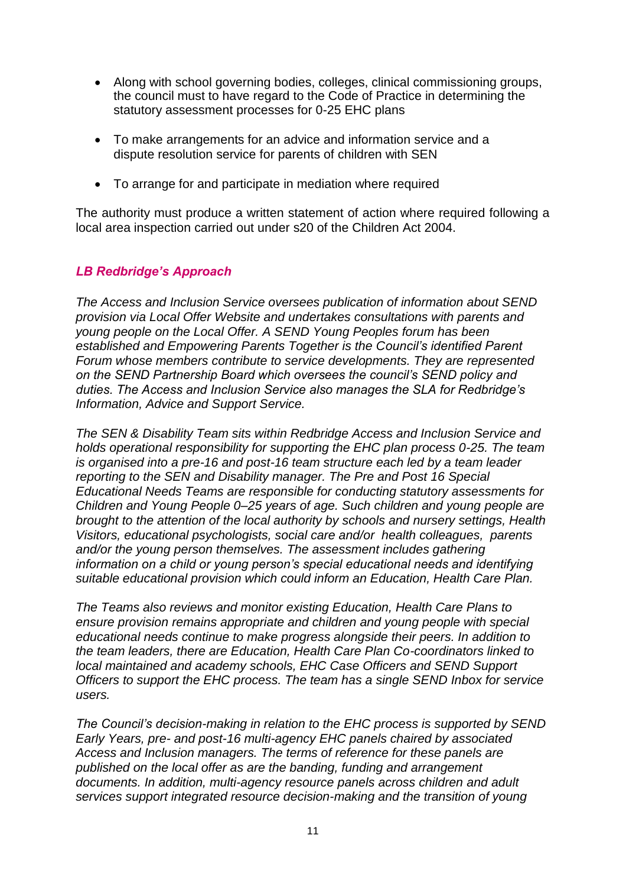- Along with school governing bodies, colleges, clinical commissioning groups, the council must to have regard to the Code of Practice in determining the statutory assessment processes for 0-25 EHC plans

- To make arrangements for an advice and information service and a dispute resolution service for parents of children with SEN

- To arrange for and participate in mediation where required

The authority must produce a written statement of action where required following a local area inspection carried out under s20 of the Children Act 2004.

### *LB Redbridge's Approach*

*The Access and Inclusion Service oversees publication of information about SEND provision via Local Offer Website and undertakes consultations with parents and young people on the Local Offer. A SEND Young Peoples forum has been established and Empowering Parents Together is the Council's identified Parent Forum whose members contribute to service developments. They are represented on the SEND Partnership Board which oversees the council's SEND policy and duties. The Access and Inclusion Service also manages the SLA for Redbridge's Information, Advice and Support Service.*

*The SEN & Disability Team sits within Redbridge Access and Inclusion Service and holds operational responsibility for supporting the EHC plan process 0-25. The team is organised into a pre-16 and post-16 team structure each led by a team leader reporting to the SEN and Disability manager. The Pre and Post 16 Special Educational Needs Teams are responsible for conducting statutory assessments for Children and Young People 0–25 years of age. Such children and young people are brought to the attention of the local authority by schools and nursery settings, Health Visitors, educational psychologists, social care and/or health colleagues, parents and/or the young person themselves. The assessment includes gathering information on a child or young person's special educational needs and identifying suitable educational provision which could inform an Education, Health Care Plan.*

*The Teams also reviews and monitor existing Education, Health Care Plans to ensure provision remains appropriate and children and young people with special educational needs continue to make progress alongside their peers. In addition to the team leaders, there are Education, Health Care Plan Co-coordinators linked to local maintained and academy schools, EHC Case Officers and SEND Support Officers to support the EHC process. The team has a single SEND Inbox for service users.*

*The Council's decision-making in relation to the EHC process is supported by SEND Early Years, pre- and post-16 multi-agency EHC panels chaired by associated Access and Inclusion managers. The terms of reference for these panels are published on the local offer as are the banding, funding and arrangement documents. In addition, multi-agency resource panels across children and adult services support integrated resource decision-making and the transition of young*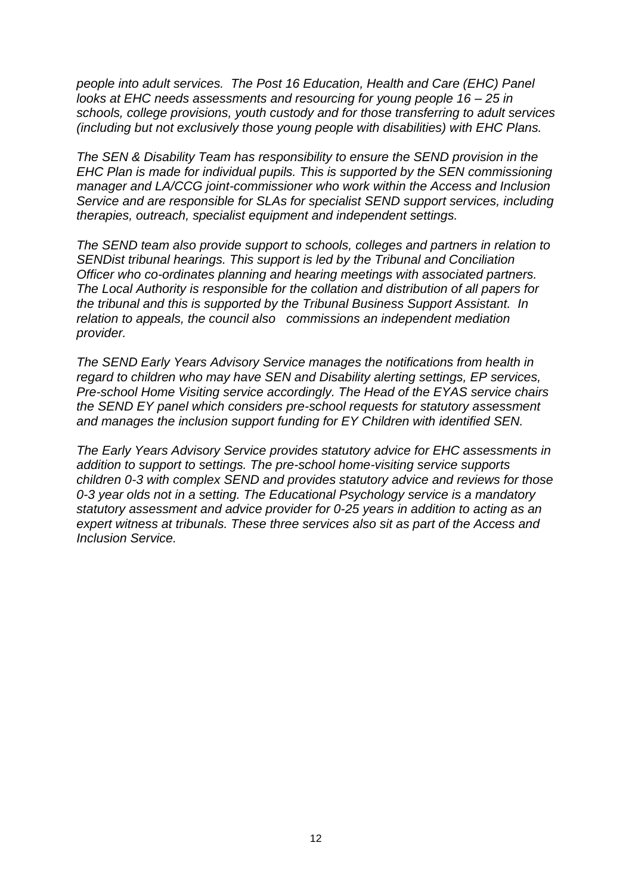*people into adult services. The Post 16 Education, Health and Care (EHC) Panel looks at EHC needs assessments and resourcing for young people 16 – 25 in schools, college provisions, youth custody and for those transferring to adult services (including but not exclusively those young people with disabilities) with EHC Plans.*

*The SEN & Disability Team has responsibility to ensure the SEND provision in the EHC Plan is made for individual pupils. This is supported by the SEN commissioning manager and LA/CCG joint-commissioner who work within the Access and Inclusion Service and are responsible for SLAs for specialist SEND support services, including therapies, outreach, specialist equipment and independent settings.*

*The SEND team also provide support to schools, colleges and partners in relation to SENDist tribunal hearings. This support is led by the Tribunal and Conciliation Officer who co-ordinates planning and hearing meetings with associated partners. The Local Authority is responsible for the collation and distribution of all papers for the tribunal and this is supported by the Tribunal Business Support Assistant. In relation to appeals, the council also commissions an independent mediation provider.*

*The SEND Early Years Advisory Service manages the notifications from health in regard to children who may have SEN and Disability alerting settings, EP services, Pre-school Home Visiting service accordingly. The Head of the EYAS service chairs the SEND EY panel which considers pre-school requests for statutory assessment and manages the inclusion support funding for EY Children with identified SEN.*

*The Early Years Advisory Service provides statutory advice for EHC assessments in addition to support to settings. The pre-school home-visiting service supports children 0-3 with complex SEND and provides statutory advice and reviews for those 0-3 year olds not in a setting. The Educational Psychology service is a mandatory statutory assessment and advice provider for 0-25 years in addition to acting as an expert witness at tribunals. These three services also sit as part of the Access and Inclusion Service.*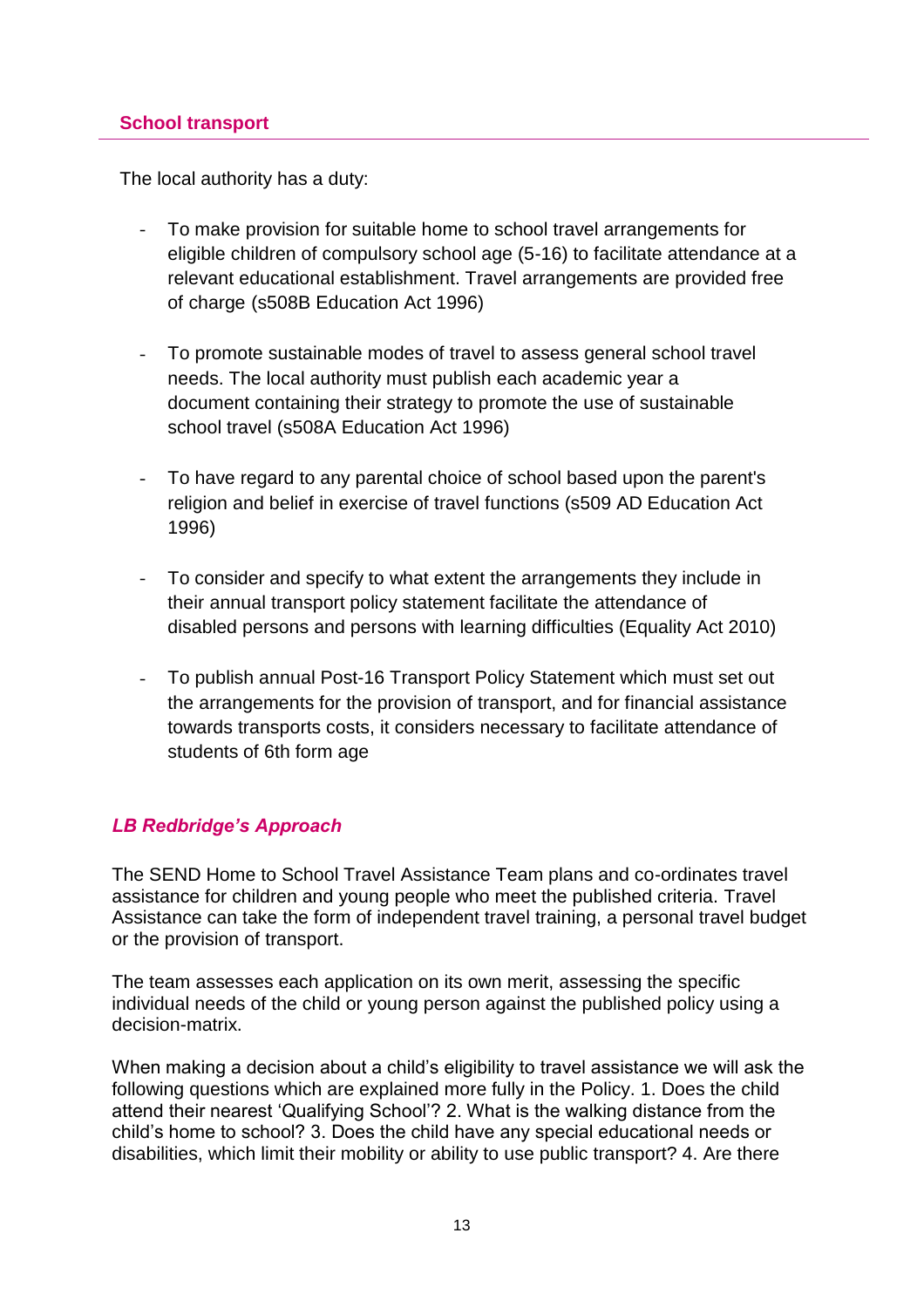## School transport

The local authority has a duty:

- To make provision for suitable home to school travel arrangements for eligible children of compulsory school age (5-16) to facilitate attendance at a relevant educational establishment. Travel arrangements are provided free of charge (s508B Education Act 1996)

- To promote sustainable modes of travel to assess general school travel needs. The local authority must publish each academic year a document containing their strategy to promote the use of sustainable school travel (s508A Education Act 1996)

- To have regard to any parental choice of school based upon the parent's religion and belief in exercise of travel functions (s509 AD Education Act 1996)

- To consider and specify to what extent the arrangements they include in their annual transport policy statement facilitate the attendance of disabled persons and persons with learning difficulties (Equality Act 2010)

- To publish annual Post-16 Transport Policy Statement which must set out the arrangements for the provision of transport, and for financial assistance towards transports costs, it considers necessary to facilitate attendance of students of 6th form age

### *LB Redbridge's Approach*

The SEND Home to School Travel Assistance Team plans and co-ordinates travel assistance for children and young people who meet the published criteria. Travel Assistance can take the form of independent travel training, a personal travel budget or the provision of transport.

The team assesses each application on its own merit, assessing the specific individual needs of the child or young person against the published policy using a decision-matrix.

When making a decision about a child's eligibility to travel assistance we will ask the following questions which are explained more fully in the Policy. 1. Does the child attend their nearest 'Qualifying School'? 2. What is the walking distance from the child's home to school? 3. Does the child have any special educational needs or disabilities, which limit their mobility or ability to use public transport? 4. Are there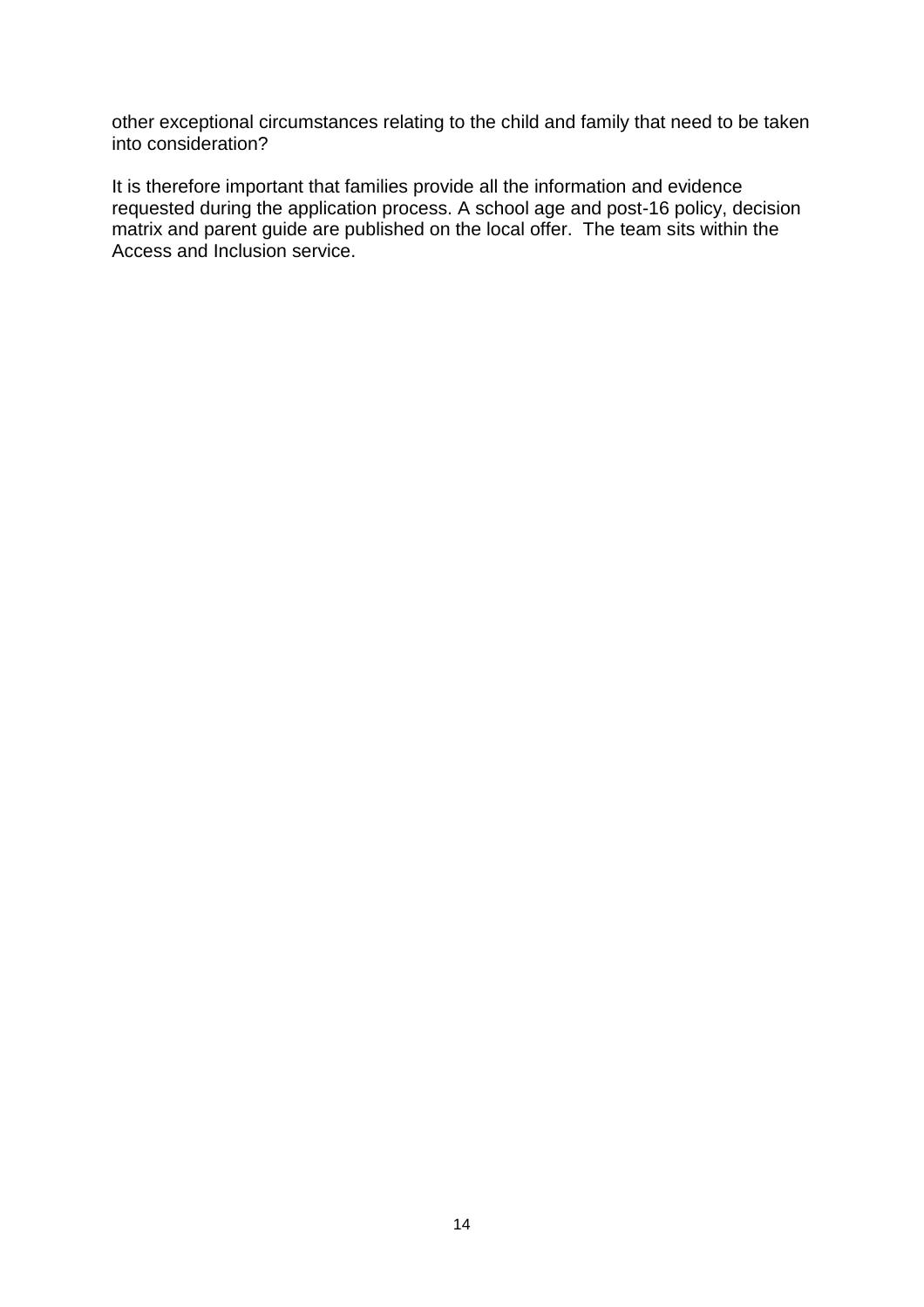other exceptional circumstances relating to the child and family that need to be taken into consideration?

It is therefore important that families provide all the information and evidence requested during the application process. A school age and post-16 policy, decision matrix and parent guide are published on the local offer. The team sits within the Access and Inclusion service.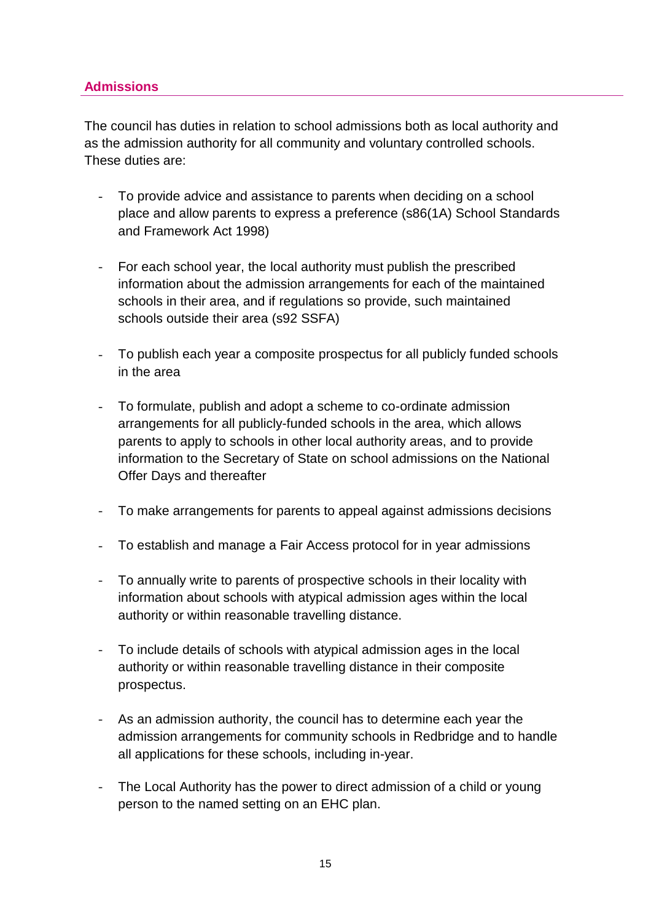## Admissions

The council has duties in relation to school admissions both as local authority and as the admission authority for all community and voluntary controlled schools. These duties are:

- To provide advice and assistance to parents when deciding on a school place and allow parents to express a preference (s86(1A) School Standards and Framework Act 1998)
- For each school year, the local authority must publish the prescribed information about the admission arrangements for each of the maintained schools in their area, and if regulations so provide, such maintained schools outside their area (s92 SSFA)
- To publish each year a composite prospectus for all publicly funded schools in the area
- To formulate, publish and adopt a scheme to co-ordinate admission arrangements for all publicly-funded schools in the area, which allows parents to apply to schools in other local authority areas, and to provide information to the Secretary of State on school admissions on the National Offer Days and thereafter
- To make arrangements for parents to appeal against admissions decisions
- To establish and manage a Fair Access protocol for in year admissions
- To annually write to parents of prospective schools in their locality with information about schools with atypical admission ages within the local authority or within reasonable travelling distance.
- To include details of schools with atypical admission ages in the local authority or within reasonable travelling distance in their composite prospectus.
- As an admission authority, the council has to determine each year the admission arrangements for community schools in Redbridge and to handle all applications for these schools, including in-year.
- The Local Authority has the power to direct admission of a child or young person to the named setting on an EHC plan.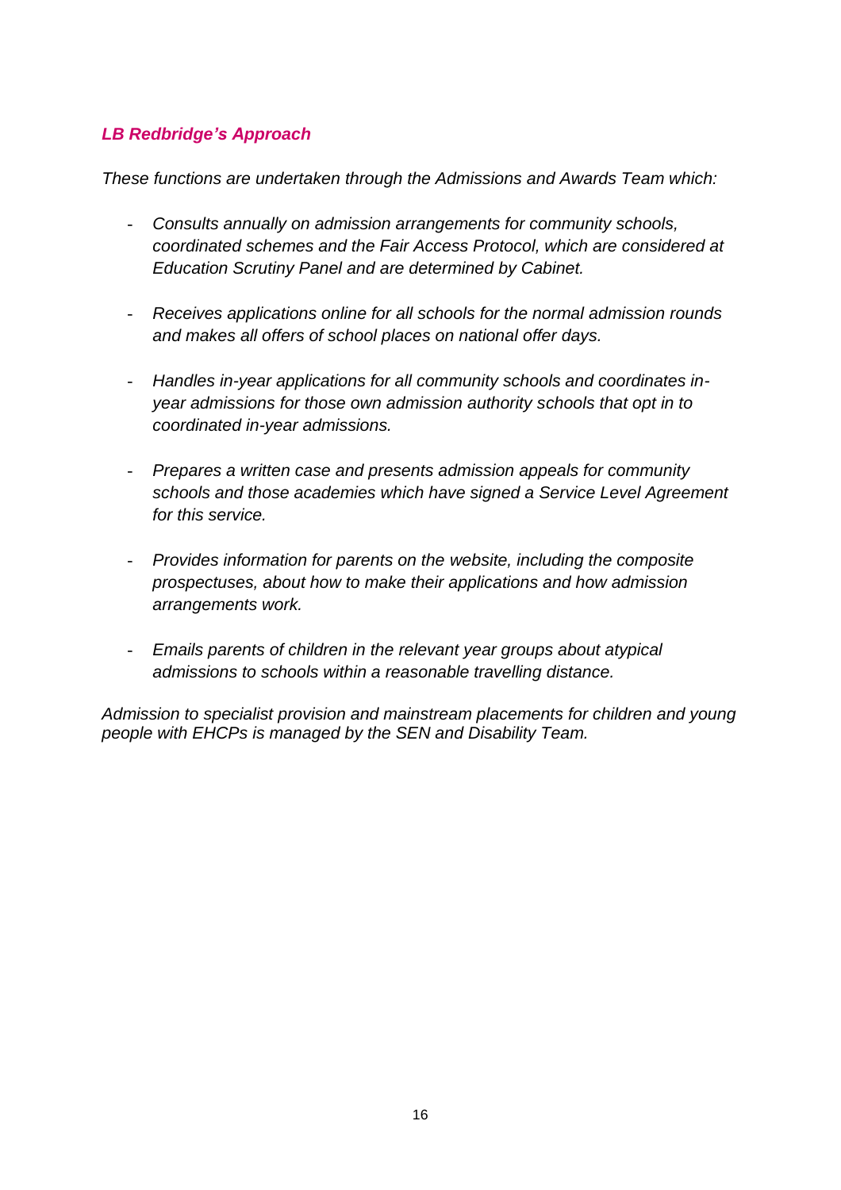### *LB Redbridge's Approach*

*These functions are undertaken through the Admissions and Awards Team which:*

- *Consults annually on admission arrangements for community schools, coordinated schemes and the Fair Access Protocol, which are considered at Education Scrutiny Panel and are determined by Cabinet.*
- *Receives applications online for all schools for the normal admission rounds and makes all offers of school places on national offer days.*
- *Handles in-year applications for all community schools and coordinates in-year admissions for those own admission authority schools that opt in to coordinated in-year admissions.*
- *Prepares a written case and presents admission appeals for community schools and those academies which have signed a Service Level Agreement for this service.*
- *Provides information for parents on the website, including the composite prospectuses, about how to make their applications and how admission arrangements work.*
- *Emails parents of children in the relevant year groups about atypical admissions to schools within a reasonable travelling distance.*

*Admission to specialist provision and mainstream placements for children and young people with EHCPs is managed by the SEN and Disability Team.*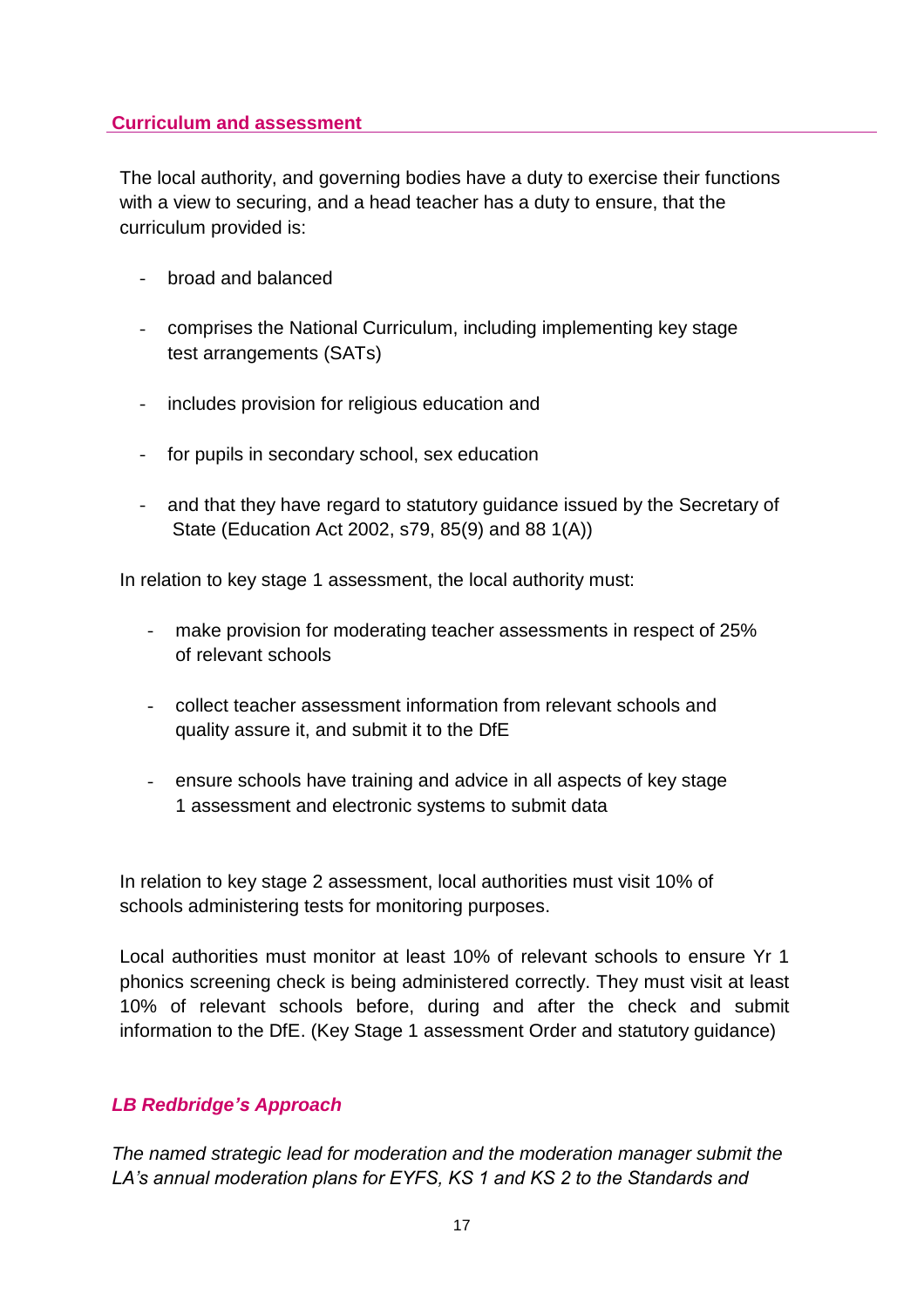## Curriculum and assessment

The local authority, and governing bodies have a duty to exercise their functions with a view to securing, and a head teacher has a duty to ensure, that the curriculum provided is:

- broad and balanced
- comprises the National Curriculum, including implementing key stage test arrangements (SATs)
- includes provision for religious education and
- for pupils in secondary school, sex education
- and that they have regard to statutory guidance issued by the Secretary of State (Education Act 2002, s79, 85(9) and 88 1(A))

In relation to key stage 1 assessment, the local authority must:

- make provision for moderating teacher assessments in respect of 25% of relevant schools
- collect teacher assessment information from relevant schools and quality assure it, and submit it to the DfE
- ensure schools have training and advice in all aspects of key stage 1 assessment and electronic systems to submit data

In relation to key stage 2 assessment, local authorities must visit 10% of schools administering tests for monitoring purposes.

Local authorities must monitor at least 10% of relevant schools to ensure Yr 1 phonics screening check is being administered correctly. They must visit at least 10% of relevant schools before, during and after the check and submit information to the DfE. (Key Stage 1 assessment Order and statutory guidance)

### *LB Redbridge's Approach*

*The named strategic lead for moderation and the moderation manager submit the LA's annual moderation plans for EYFS, KS 1 and KS 2 to the Standards and*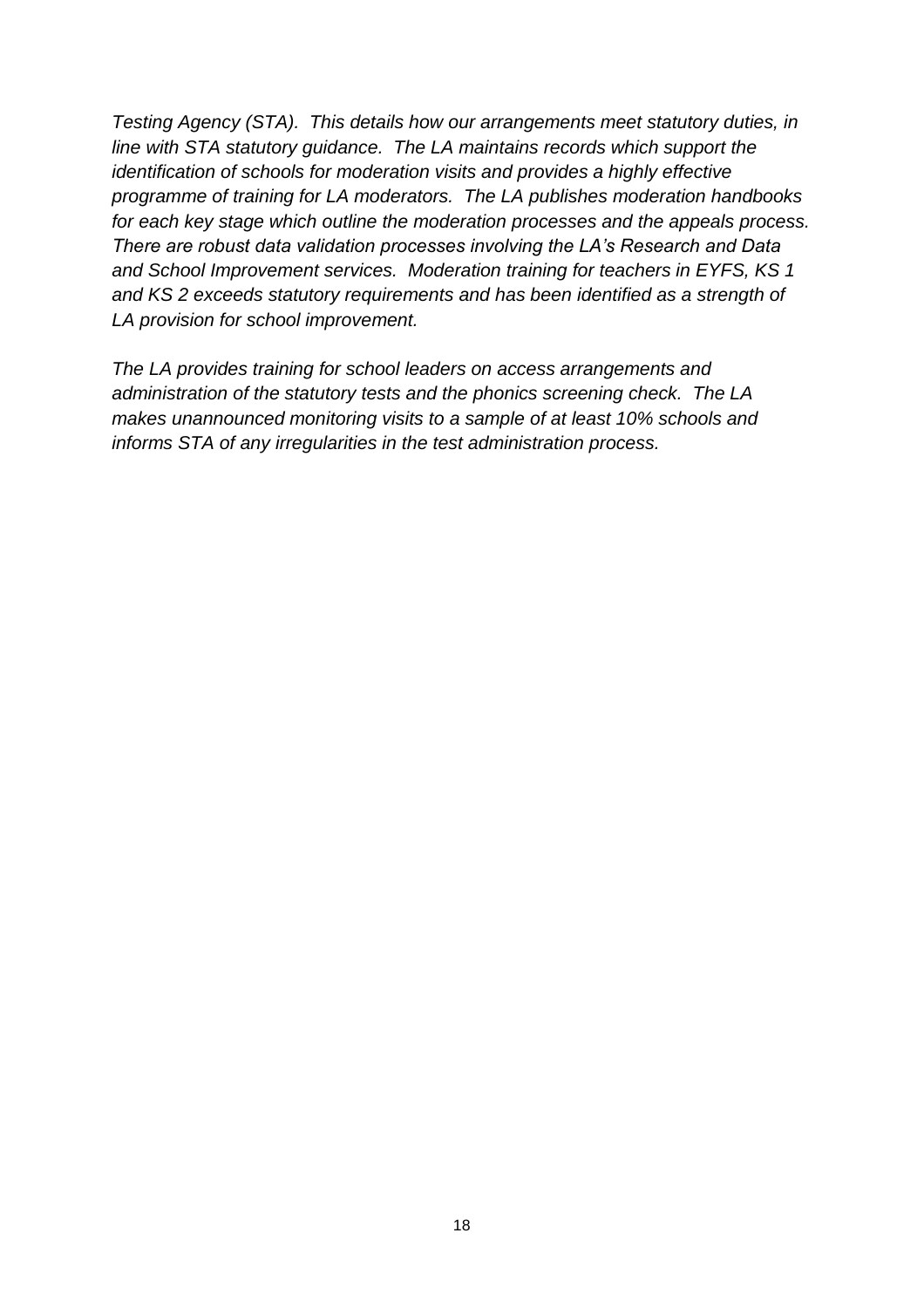*Testing Agency (STA). This details how our arrangements meet statutory duties, in line with STA statutory guidance. The LA maintains records which support the identification of schools for moderation visits and provides a highly effective programme of training for LA moderators. The LA publishes moderation handbooks for each key stage which outline the moderation processes and the appeals process. There are robust data validation processes involving the LA's Research and Data and School Improvement services. Moderation training for teachers in EYFS, KS 1 and KS 2 exceeds statutory requirements and has been identified as a strength of LA provision for school improvement.*

*The LA provides training for school leaders on access arrangements and administration of the statutory tests and the phonics screening check. The LA makes unannounced monitoring visits to a sample of at least 10% schools and informs STA of any irregularities in the test administration process.*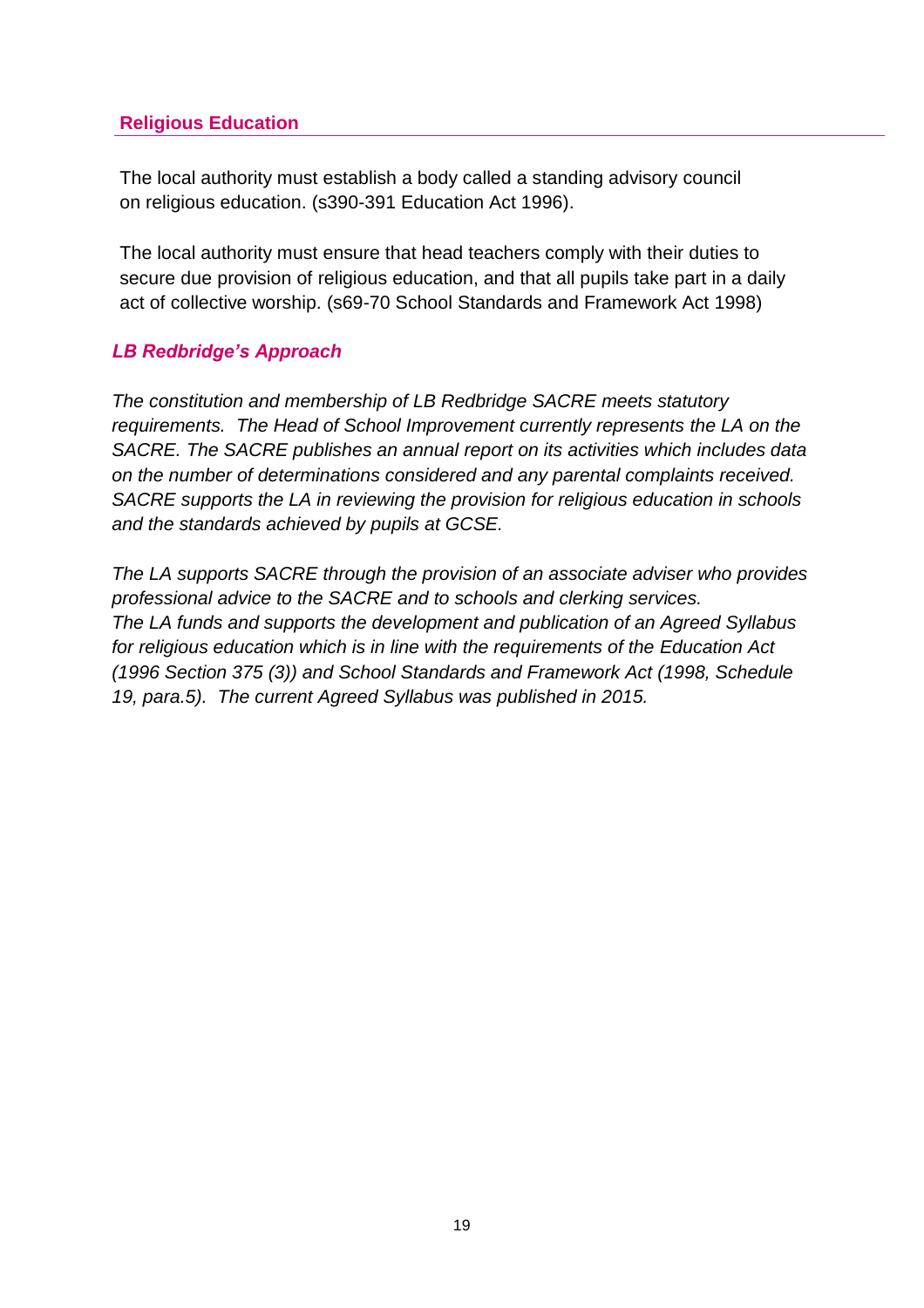## Religious Education

The local authority must establish a body called a standing advisory council on religious education. (s390-391 Education Act 1996).

The local authority must ensure that head teachers comply with their duties to secure due provision of religious education, and that all pupils take part in a daily act of collective worship. (s69-70 School Standards and Framework Act 1998)

### *LB Redbridge's Approach*

*The constitution and membership of LB Redbridge SACRE meets statutory requirements. The Head of School Improvement currently represents the LA on the SACRE. The SACRE publishes an annual report on its activities which includes data on the number of determinations considered and any parental complaints received. SACRE supports the LA in reviewing the provision for religious education in schools and the standards achieved by pupils at GCSE.*

*The LA supports SACRE through the provision of an associate adviser who provides professional advice to the SACRE and to schools and clerking services.*
*The LA funds and supports the development and publication of an Agreed Syllabus for religious education which is in line with the requirements of the Education Act (1996 Section 375 (3)) and School Standards and Framework Act (1998, Schedule 19, para.5). The current Agreed Syllabus was published in 2015.*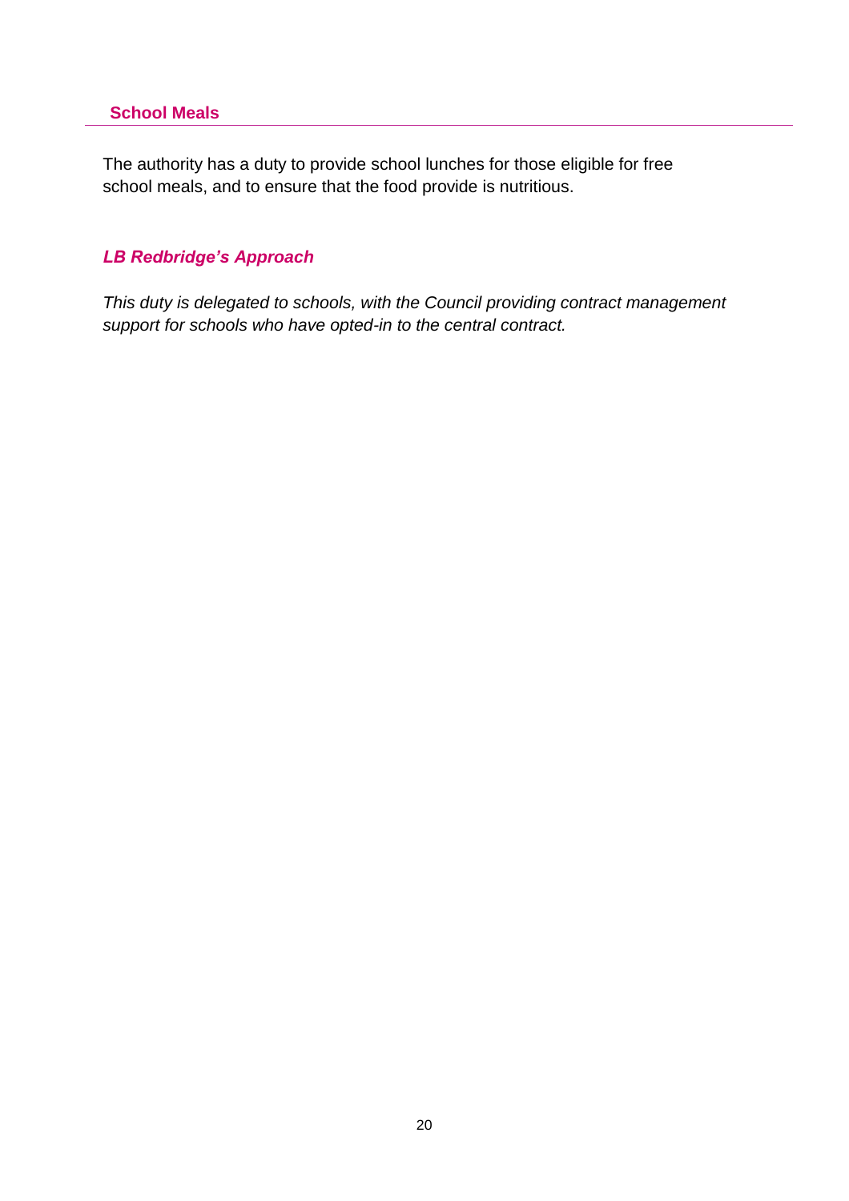## School Meals

The authority has a duty to provide school lunches for those eligible for free school meals, and to ensure that the food provide is nutritious.

### *LB Redbridge's Approach*

*This duty is delegated to schools, with the Council providing contract management support for schools who have opted-in to the central contract.*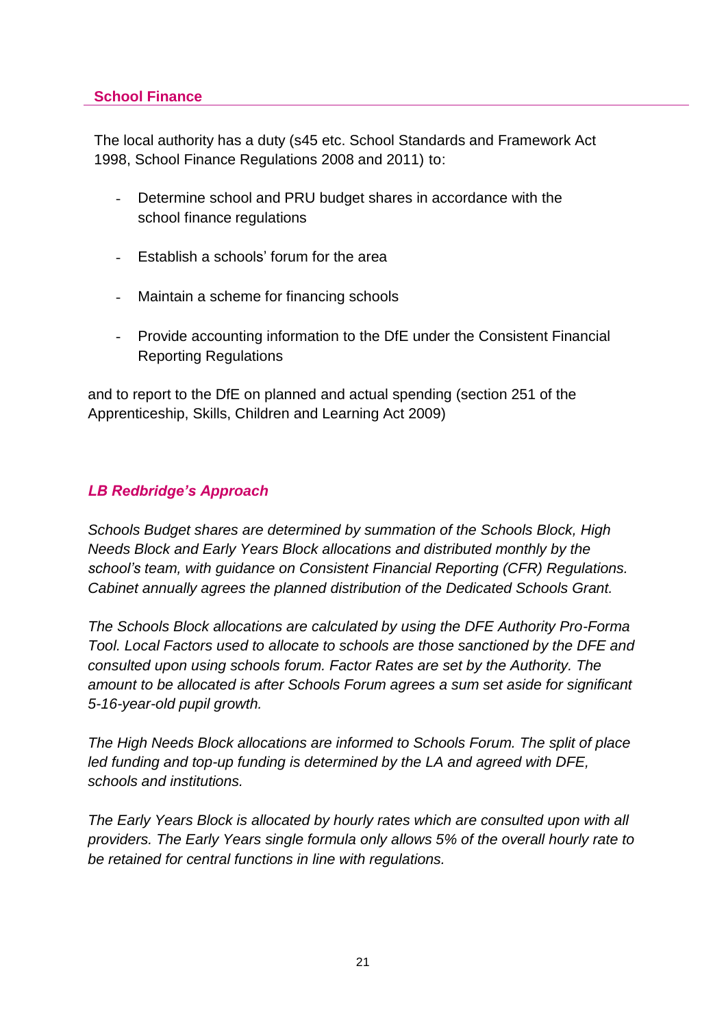## School Finance

The local authority has a duty (s45 etc. School Standards and Framework Act 1998, School Finance Regulations 2008 and 2011) to:

- Determine school and PRU budget shares in accordance with the school finance regulations
- Establish a schools' forum for the area
- Maintain a scheme for financing schools
- Provide accounting information to the DfE under the Consistent Financial Reporting Regulations

and to report to the DfE on planned and actual spending (section 251 of the Apprenticeship, Skills, Children and Learning Act 2009)

### *LB Redbridge's Approach*

*Schools Budget shares are determined by summation of the Schools Block, High Needs Block and Early Years Block allocations and distributed monthly by the school's team, with guidance on Consistent Financial Reporting (CFR) Regulations. Cabinet annually agrees the planned distribution of the Dedicated Schools Grant.*

*The Schools Block allocations are calculated by using the DFE Authority Pro-Forma Tool. Local Factors used to allocate to schools are those sanctioned by the DFE and consulted upon using schools forum. Factor Rates are set by the Authority. The amount to be allocated is after Schools Forum agrees a sum set aside for significant 5-16-year-old pupil growth.*

*The High Needs Block allocations are informed to Schools Forum. The split of place led funding and top-up funding is determined by the LA and agreed with DFE, schools and institutions.*

*The Early Years Block is allocated by hourly rates which are consulted upon with all providers. The Early Years single formula only allows 5% of the overall hourly rate to be retained for central functions in line with regulations.*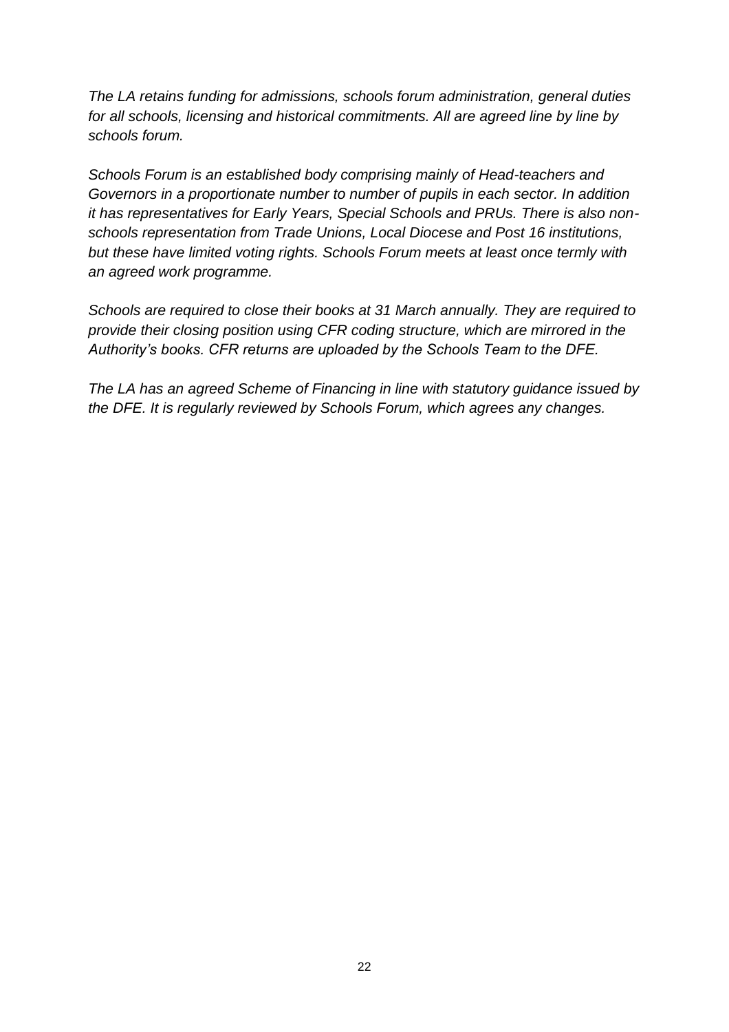*The LA retains funding for admissions, schools forum administration, general duties for all schools, licensing and historical commitments. All are agreed line by line by schools forum.*

*Schools Forum is an established body comprising mainly of Head-teachers and Governors in a proportionate number to number of pupils in each sector. In addition it has representatives for Early Years, Special Schools and PRUs. There is also non-schools representation from Trade Unions, Local Diocese and Post 16 institutions, but these have limited voting rights. Schools Forum meets at least once termly with an agreed work programme.*

*Schools are required to close their books at 31 March annually. They are required to provide their closing position using CFR coding structure, which are mirrored in the Authority's books. CFR returns are uploaded by the Schools Team to the DFE.*

*The LA has an agreed Scheme of Financing in line with statutory guidance issued by the DFE. It is regularly reviewed by Schools Forum, which agrees any changes.*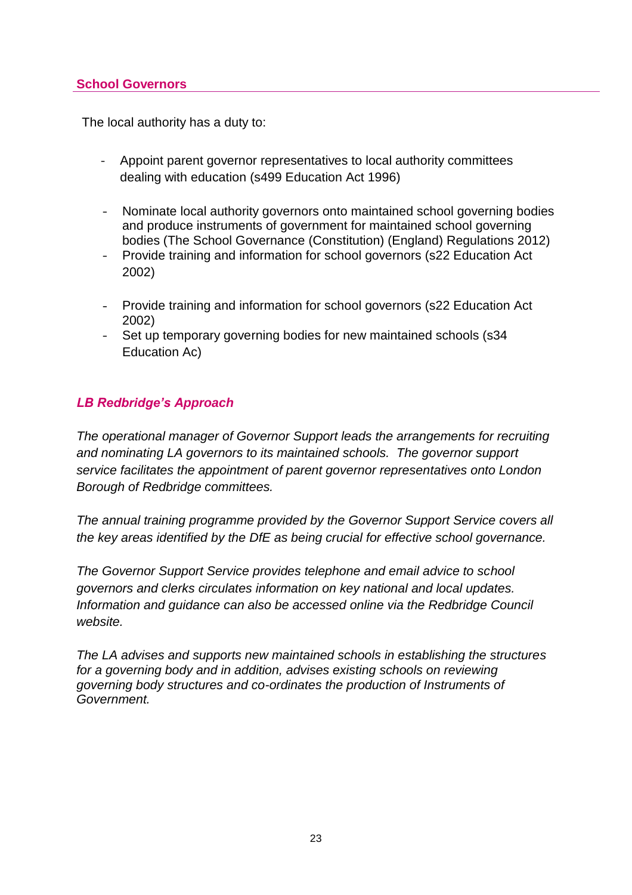## School Governors

The local authority has a duty to:

- Appoint parent governor representatives to local authority committees dealing with education (s499 Education Act 1996)

- Nominate local authority governors onto maintained school governing bodies and produce instruments of government for maintained school governing bodies (The School Governance (Constitution) (England) Regulations 2012)
- Provide training and information for school governors (s22 Education Act 2002)

- Provide training and information for school governors (s22 Education Act 2002)
- Set up temporary governing bodies for new maintained schools (s34 Education Ac)

### *LB Redbridge's Approach*

*The operational manager of Governor Support leads the arrangements for recruiting and nominating LA governors to its maintained schools. The governor support service facilitates the appointment of parent governor representatives onto London Borough of Redbridge committees.*

*The annual training programme provided by the Governor Support Service covers all the key areas identified by the DfE as being crucial for effective school governance.*

*The Governor Support Service provides telephone and email advice to school governors and clerks circulates information on key national and local updates. Information and guidance can also be accessed online via the Redbridge Council website.*

*The LA advises and supports new maintained schools in establishing the structures for a governing body and in addition, advises existing schools on reviewing governing body structures and co-ordinates the production of Instruments of Government.*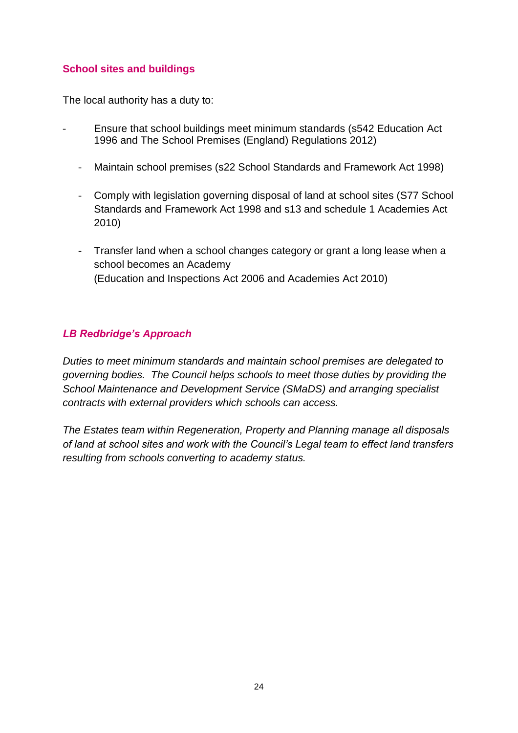## School sites and buildings

The local authority has a duty to:

- Ensure that school buildings meet minimum standards (s542 Education Act 1996 and The School Premises (England) Regulations 2012)
- Maintain school premises (s22 School Standards and Framework Act 1998)
- Comply with legislation governing disposal of land at school sites (S77 School Standards and Framework Act 1998 and s13 and schedule 1 Academies Act 2010)
- Transfer land when a school changes category or grant a long lease when a school becomes an Academy
  (Education and Inspections Act 2006 and Academies Act 2010)

### *LB Redbridge's Approach*

*Duties to meet minimum standards and maintain school premises are delegated to governing bodies. The Council helps schools to meet those duties by providing the School Maintenance and Development Service (SMaDS) and arranging specialist contracts with external providers which schools can access.*

*The Estates team within Regeneration, Property and Planning manage all disposals of land at school sites and work with the Council's Legal team to effect land transfers resulting from schools converting to academy status.*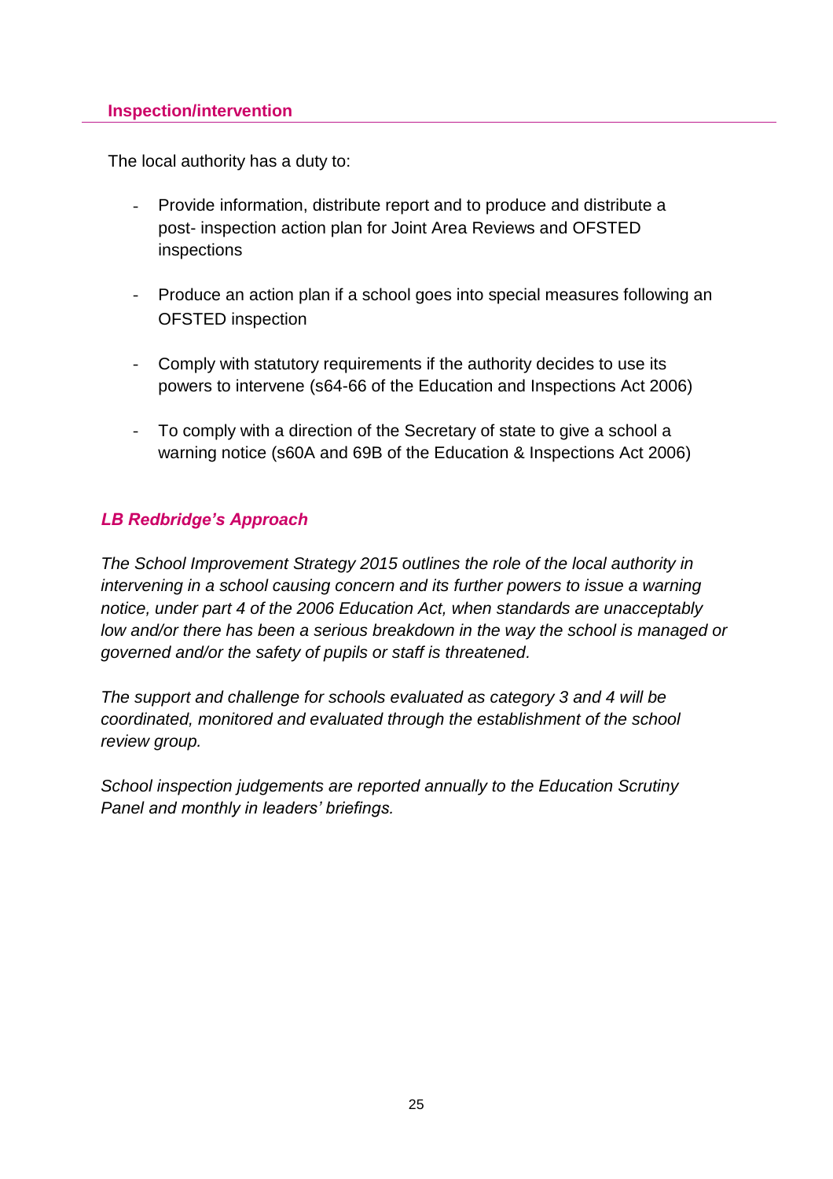## Inspection/intervention

The local authority has a duty to:

- Provide information, distribute report and to produce and distribute a post- inspection action plan for Joint Area Reviews and OFSTED inspections
- Produce an action plan if a school goes into special measures following an OFSTED inspection
- Comply with statutory requirements if the authority decides to use its powers to intervene (s64-66 of the Education and Inspections Act 2006)
- To comply with a direction of the Secretary of state to give a school a warning notice (s60A and 69B of the Education & Inspections Act 2006)

### *LB Redbridge's Approach*

*The School Improvement Strategy 2015 outlines the role of the local authority in intervening in a school causing concern and its further powers to issue a warning notice, under part 4 of the 2006 Education Act, when standards are unacceptably low and/or there has been a serious breakdown in the way the school is managed or governed and/or the safety of pupils or staff is threatened.*

*The support and challenge for schools evaluated as category 3 and 4 will be coordinated, monitored and evaluated through the establishment of the school review group.*

*School inspection judgements are reported annually to the Education Scrutiny Panel and monthly in leaders' briefings.*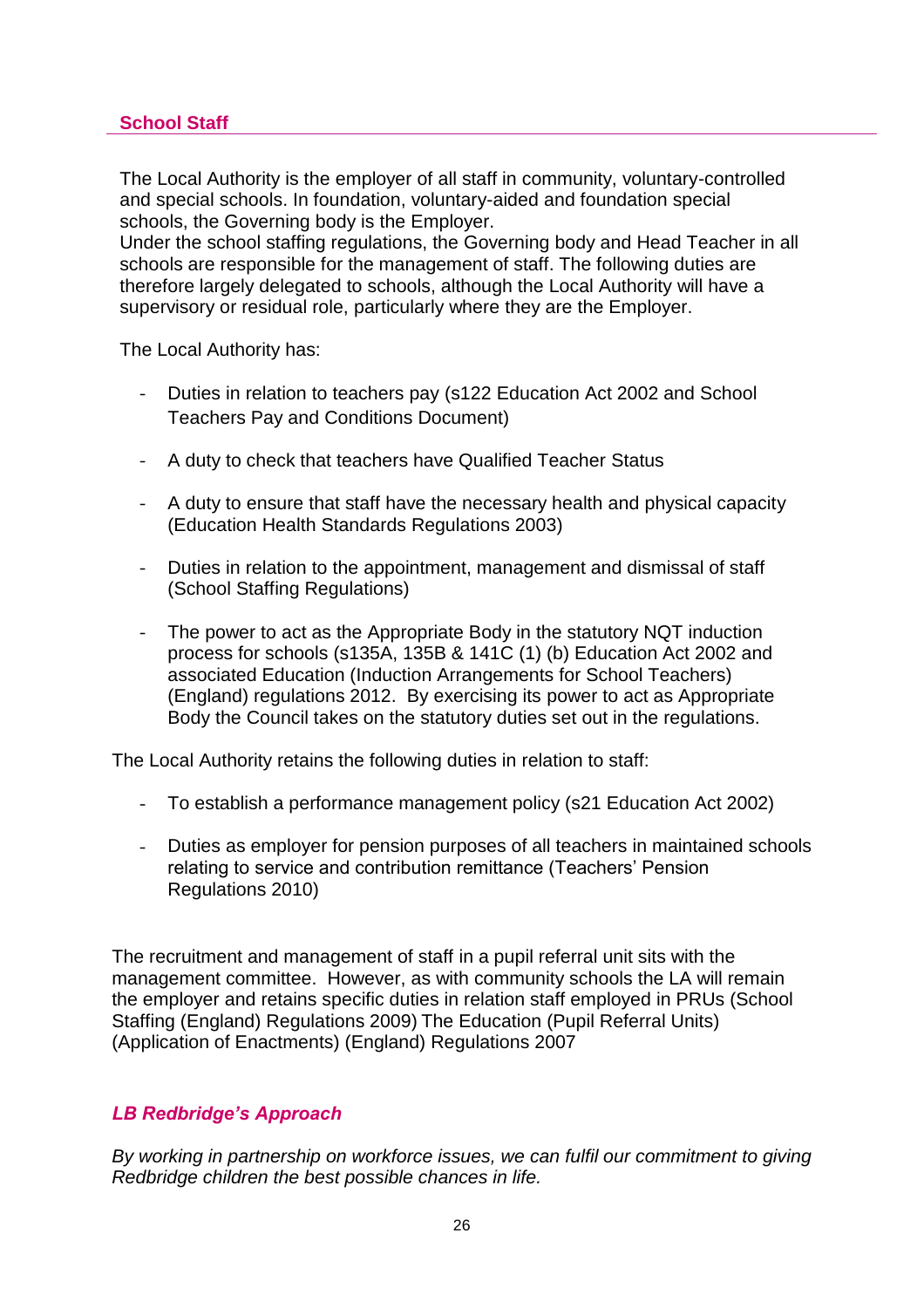## School Staff

The Local Authority is the employer of all staff in community, voluntary-controlled and special schools. In foundation, voluntary-aided and foundation special schools, the Governing body is the Employer.
Under the school staffing regulations, the Governing body and Head Teacher in all schools are responsible for the management of staff. The following duties are therefore largely delegated to schools, although the Local Authority will have a supervisory or residual role, particularly where they are the Employer.

The Local Authority has:

- Duties in relation to teachers pay (s122 Education Act 2002 and School Teachers Pay and Conditions Document)
- A duty to check that teachers have Qualified Teacher Status
- A duty to ensure that staff have the necessary health and physical capacity (Education Health Standards Regulations 2003)
- Duties in relation to the appointment, management and dismissal of staff (School Staffing Regulations)
- The power to act as the Appropriate Body in the statutory NQT induction process for schools (s135A, 135B & 141C (1) (b) Education Act 2002 and associated Education (Induction Arrangements for School Teachers) (England) regulations 2012. By exercising its power to act as Appropriate Body the Council takes on the statutory duties set out in the regulations.

The Local Authority retains the following duties in relation to staff:

- To establish a performance management policy (s21 Education Act 2002)
- Duties as employer for pension purposes of all teachers in maintained schools relating to service and contribution remittance (Teachers' Pension Regulations 2010)

The recruitment and management of staff in a pupil referral unit sits with the management committee. However, as with community schools the LA will remain the employer and retains specific duties in relation staff employed in PRUs (School Staffing (England) Regulations 2009) The Education (Pupil Referral Units) (Application of Enactments) (England) Regulations 2007

### *LB Redbridge's Approach*

*By working in partnership on workforce issues, we can fulfil our commitment to giving Redbridge children the best possible chances in life.*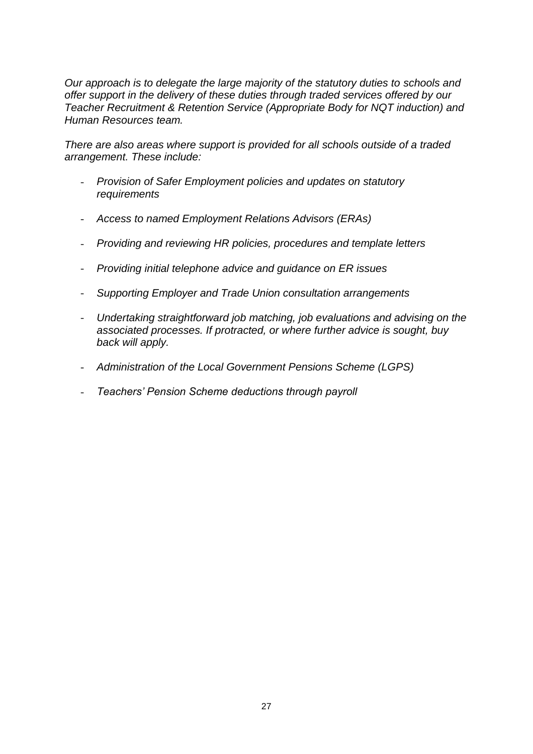*Our approach is to delegate the large majority of the statutory duties to schools and offer support in the delivery of these duties through traded services offered by our Teacher Recruitment & Retention Service (Appropriate Body for NQT induction) and Human Resources team.*

*There are also areas where support is provided for all schools outside of a traded arrangement. These include:*

- *Provision of Safer Employment policies and updates on statutory requirements*
- *Access to named Employment Relations Advisors (ERAs)*
- *Providing and reviewing HR policies, procedures and template letters*
- *Providing initial telephone advice and guidance on ER issues*
- *Supporting Employer and Trade Union consultation arrangements*
- *Undertaking straightforward job matching, job evaluations and advising on the associated processes. If protracted, or where further advice is sought, buy back will apply.*
- *Administration of the Local Government Pensions Scheme (LGPS)*
- *Teachers' Pension Scheme deductions through payroll*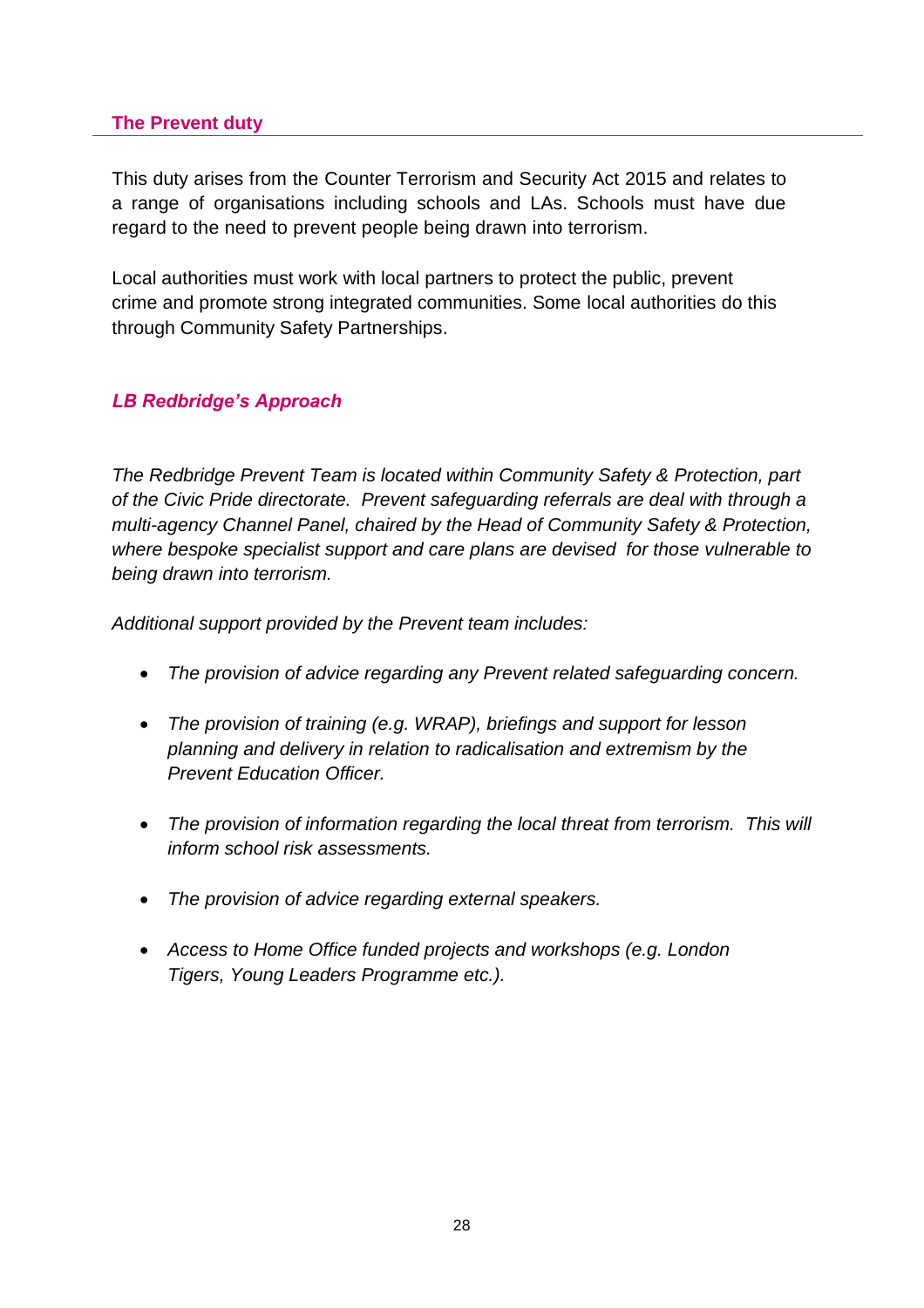## The Prevent duty

This duty arises from the Counter Terrorism and Security Act 2015 and relates to a range of organisations including schools and LAs. Schools must have due regard to the need to prevent people being drawn into terrorism.

Local authorities must work with local partners to protect the public, prevent crime and promote strong integrated communities. Some local authorities do this through Community Safety Partnerships.

### *LB Redbridge's Approach*

*The Redbridge Prevent Team is located within Community Safety & Protection, part of the Civic Pride directorate. Prevent safeguarding referrals are deal with through a multi-agency Channel Panel, chaired by the Head of Community Safety & Protection, where bespoke specialist support and care plans are devised for those vulnerable to being drawn into terrorism.*

*Additional support provided by the Prevent team includes:*

- *The provision of advice regarding any Prevent related safeguarding concern.*
- *The provision of training (e.g. WRAP), briefings and support for lesson planning and delivery in relation to radicalisation and extremism by the Prevent Education Officer.*
- *The provision of information regarding the local threat from terrorism. This will inform school risk assessments.*
- *The provision of advice regarding external speakers.*
- *Access to Home Office funded projects and workshops (e.g. London Tigers, Young Leaders Programme etc.).*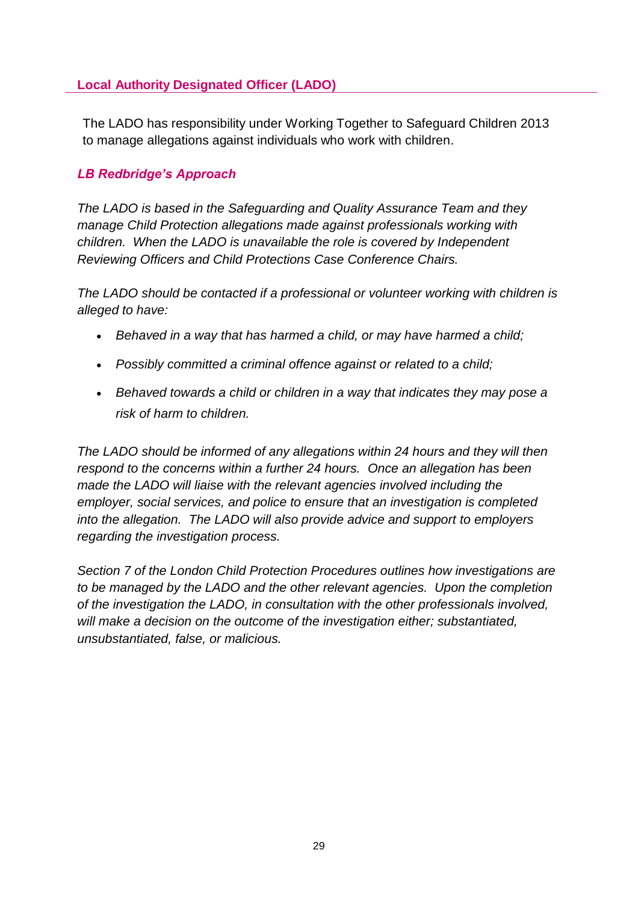## Local Authority Designated Officer (LADO)

The LADO has responsibility under Working Together to Safeguard Children 2013 to manage allegations against individuals who work with children.

### *LB Redbridge's Approach*

*The LADO is based in the Safeguarding and Quality Assurance Team and they manage Child Protection allegations made against professionals working with children. When the LADO is unavailable the role is covered by Independent Reviewing Officers and Child Protections Case Conference Chairs.*

*The LADO should be contacted if a professional or volunteer working with children is alleged to have:*

- *Behaved in a way that has harmed a child, or may have harmed a child;*
- *Possibly committed a criminal offence against or related to a child;*
- *Behaved towards a child or children in a way that indicates they may pose a risk of harm to children.*

*The LADO should be informed of any allegations within 24 hours and they will then respond to the concerns within a further 24 hours. Once an allegation has been made the LADO will liaise with the relevant agencies involved including the employer, social services, and police to ensure that an investigation is completed into the allegation. The LADO will also provide advice and support to employers regarding the investigation process.*

*Section 7 of the London Child Protection Procedures outlines how investigations are to be managed by the LADO and the other relevant agencies. Upon the completion of the investigation the LADO, in consultation with the other professionals involved, will make a decision on the outcome of the investigation either; substantiated, unsubstantiated, false, or malicious.*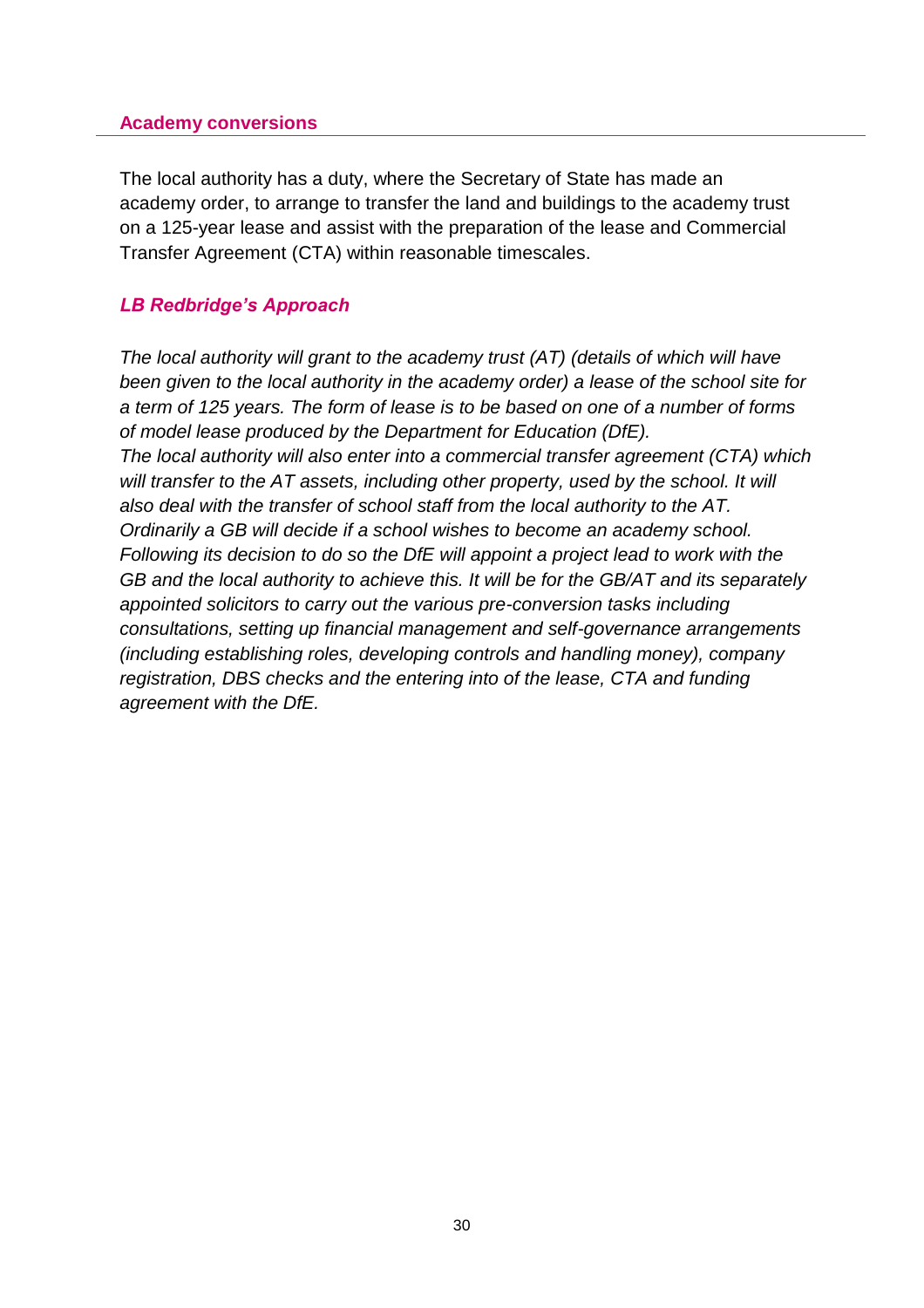## Academy conversions

The local authority has a duty, where the Secretary of State has made an academy order, to arrange to transfer the land and buildings to the academy trust on a 125-year lease and assist with the preparation of the lease and Commercial Transfer Agreement (CTA) within reasonable timescales.

### *LB Redbridge's Approach*

*The local authority will grant to the academy trust (AT) (details of which will have been given to the local authority in the academy order) a lease of the school site for a term of 125 years. The form of lease is to be based on one of a number of forms of model lease produced by the Department for Education (DfE).*
*The local authority will also enter into a commercial transfer agreement (CTA) which will transfer to the AT assets, including other property, used by the school. It will also deal with the transfer of school staff from the local authority to the AT.*
*Ordinarily a GB will decide if a school wishes to become an academy school. Following its decision to do so the DfE will appoint a project lead to work with the GB and the local authority to achieve this. It will be for the GB/AT and its separately appointed solicitors to carry out the various pre-conversion tasks including consultations, setting up financial management and self-governance arrangements (including establishing roles, developing controls and handling money), company registration, DBS checks and the entering into of the lease, CTA and funding agreement with the DfE.*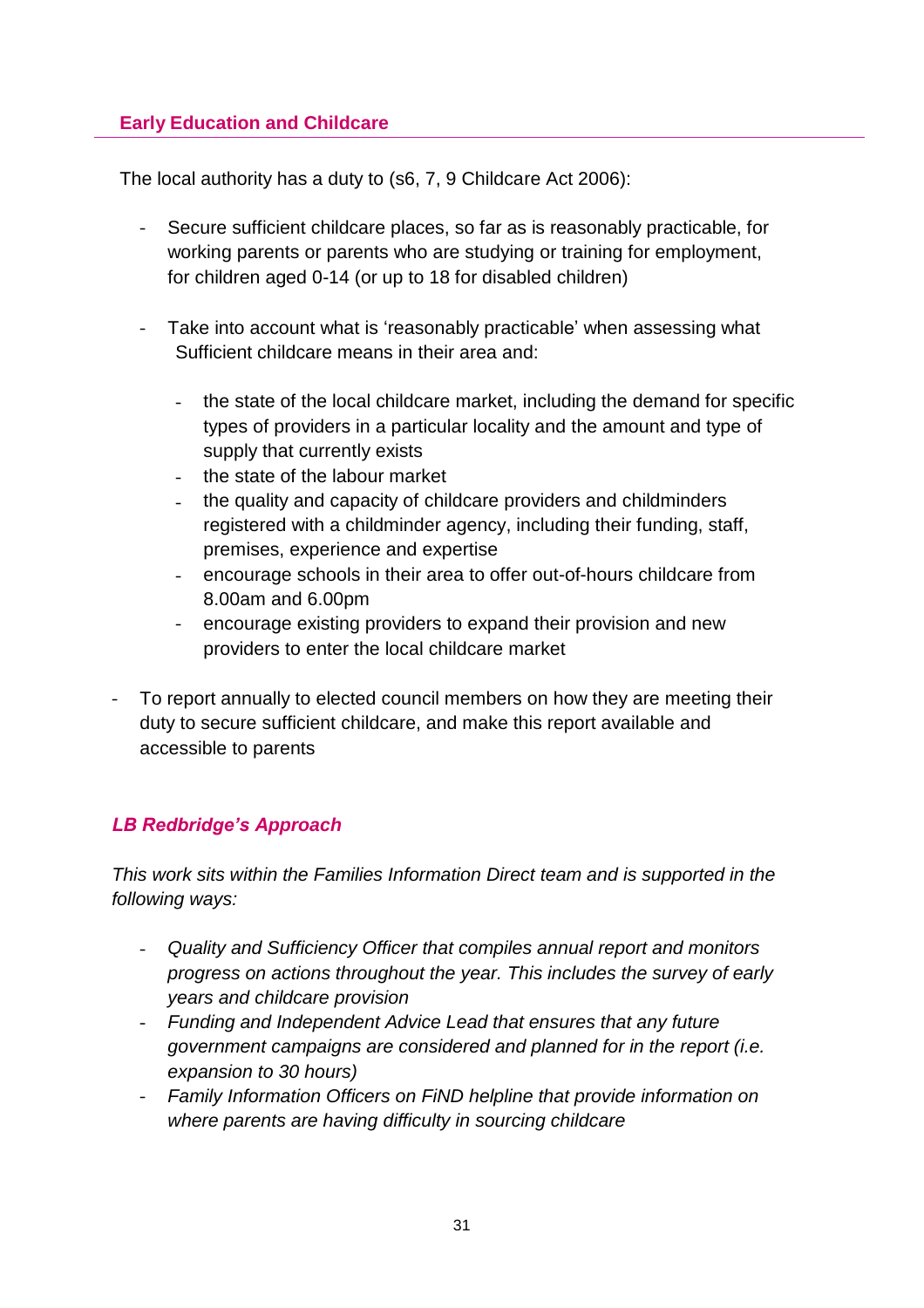## Early Education and Childcare

The local authority has a duty to (s6, 7, 9 Childcare Act 2006):

- Secure sufficient childcare places, so far as is reasonably practicable, for working parents or parents who are studying or training for employment, for children aged 0-14 (or up to 18 for disabled children)
- Take into account what is 'reasonably practicable' when assessing what Sufficient childcare means in their area and:
  - the state of the local childcare market, including the demand for specific types of providers in a particular locality and the amount and type of supply that currently exists
  - the state of the labour market
  - the quality and capacity of childcare providers and childminders registered with a childminder agency, including their funding, staff, premises, experience and expertise
  - encourage schools in their area to offer out-of-hours childcare from 8.00am and 6.00pm
  - encourage existing providers to expand their provision and new providers to enter the local childcare market
- To report annually to elected council members on how they are meeting their duty to secure sufficient childcare, and make this report available and accessible to parents

### *LB Redbridge's Approach*

*This work sits within the Families Information Direct team and is supported in the following ways:*

- *Quality and Sufficiency Officer that compiles annual report and monitors progress on actions throughout the year. This includes the survey of early years and childcare provision*
- *Funding and Independent Advice Lead that ensures that any future government campaigns are considered and planned for in the report (i.e. expansion to 30 hours)*
- *Family Information Officers on FiND helpline that provide information on where parents are having difficulty in sourcing childcare*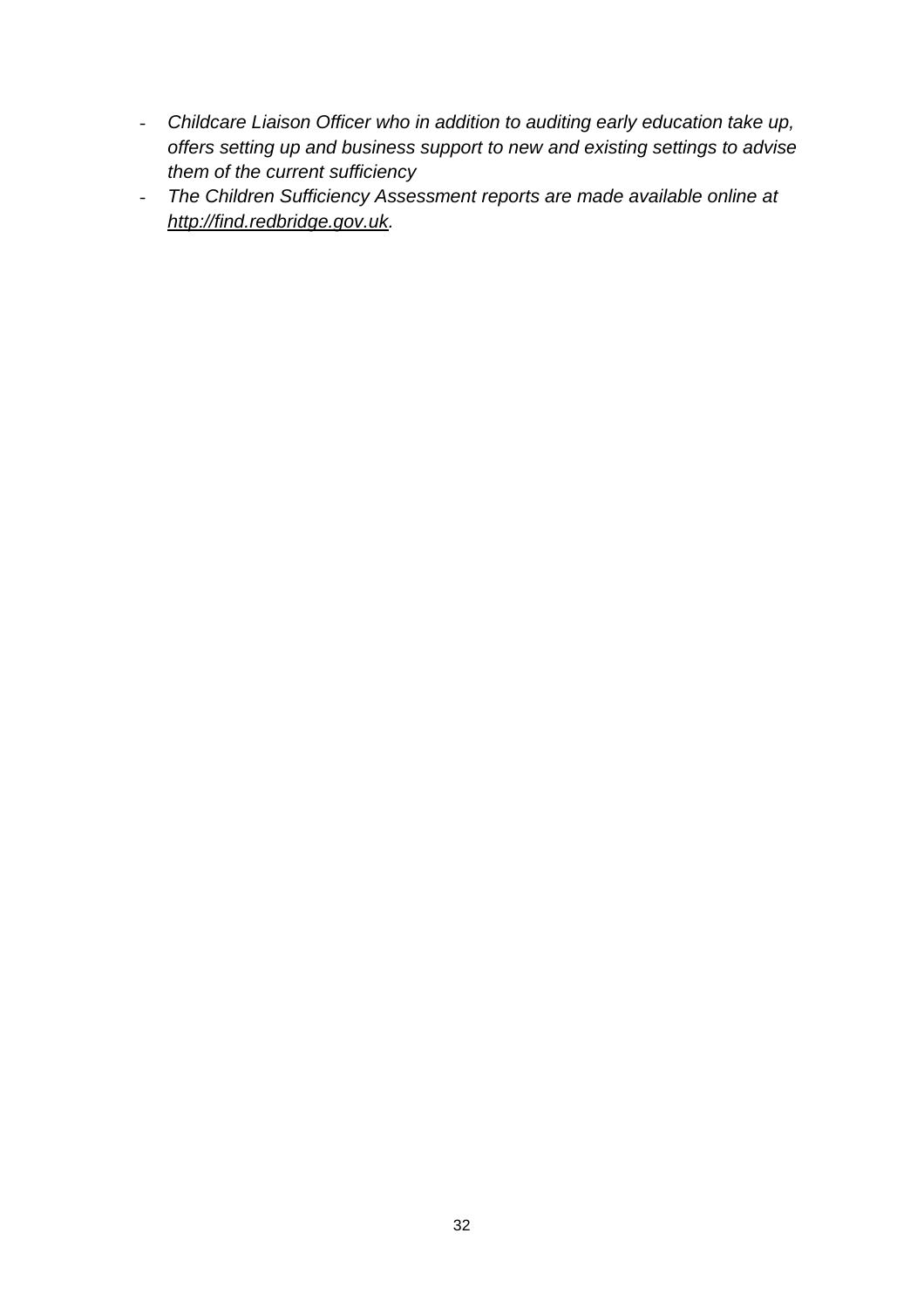- *Childcare Liaison Officer who in addition to auditing early education take up, offers setting up and business support to new and existing settings to advise them of the current sufficiency*
- *The Children Sufficiency Assessment reports are made available online at [http://find.redbridge.gov.uk](http://find.redbridge.gov.uk).*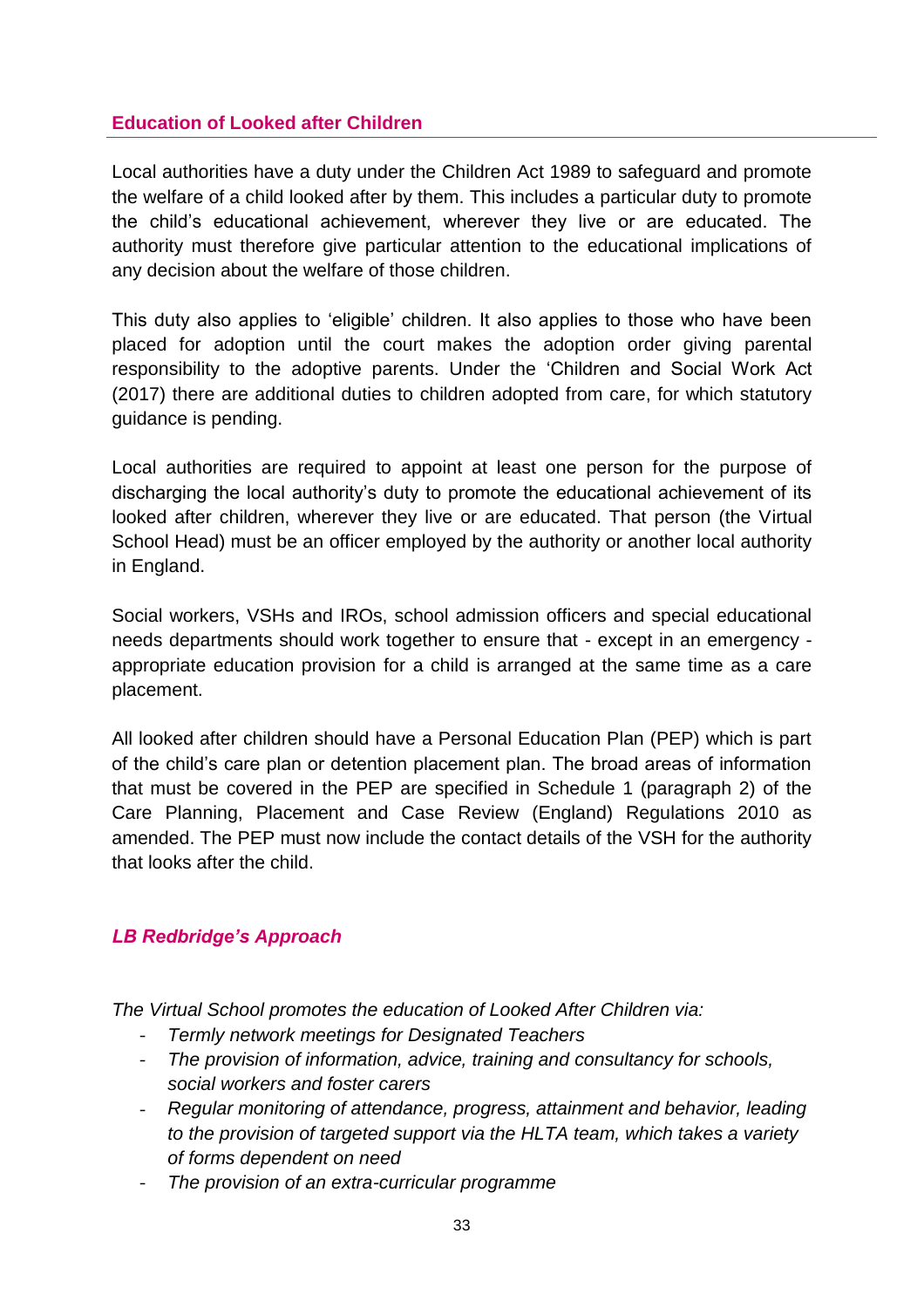## Education of Looked after Children

Local authorities have a duty under the Children Act 1989 to safeguard and promote the welfare of a child looked after by them. This includes a particular duty to promote the child's educational achievement, wherever they live or are educated. The authority must therefore give particular attention to the educational implications of any decision about the welfare of those children.

This duty also applies to 'eligible' children. It also applies to those who have been placed for adoption until the court makes the adoption order giving parental responsibility to the adoptive parents. Under the 'Children and Social Work Act (2017) there are additional duties to children adopted from care, for which statutory guidance is pending.

Local authorities are required to appoint at least one person for the purpose of discharging the local authority's duty to promote the educational achievement of its looked after children, wherever they live or are educated. That person (the Virtual School Head) must be an officer employed by the authority or another local authority in England.

Social workers, VSHs and IROs, school admission officers and special educational needs departments should work together to ensure that - except in an emergency - appropriate education provision for a child is arranged at the same time as a care placement.

All looked after children should have a Personal Education Plan (PEP) which is part of the child's care plan or detention placement plan. The broad areas of information that must be covered in the PEP are specified in Schedule 1 (paragraph 2) of the Care Planning, Placement and Case Review (England) Regulations 2010 as amended. The PEP must now include the contact details of the VSH for the authority that looks after the child.

### *LB Redbridge's Approach*

*The Virtual School promotes the education of Looked After Children via:*

- *Termly network meetings for Designated Teachers*
- *The provision of information, advice, training and consultancy for schools, social workers and foster carers*
- *Regular monitoring of attendance, progress, attainment and behavior, leading to the provision of targeted support via the HLTA team, which takes a variety of forms dependent on need*
- *The provision of an extra-curricular programme*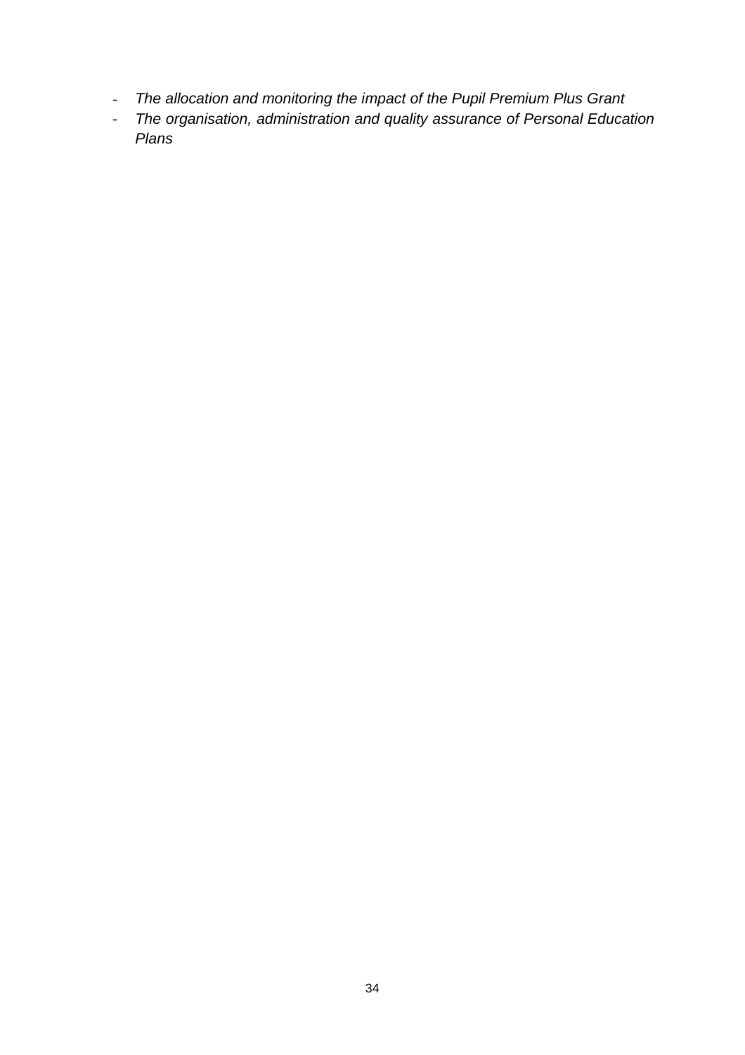- *The allocation and monitoring the impact of the Pupil Premium Plus Grant*
- *The organisation, administration and quality assurance of Personal Education Plans*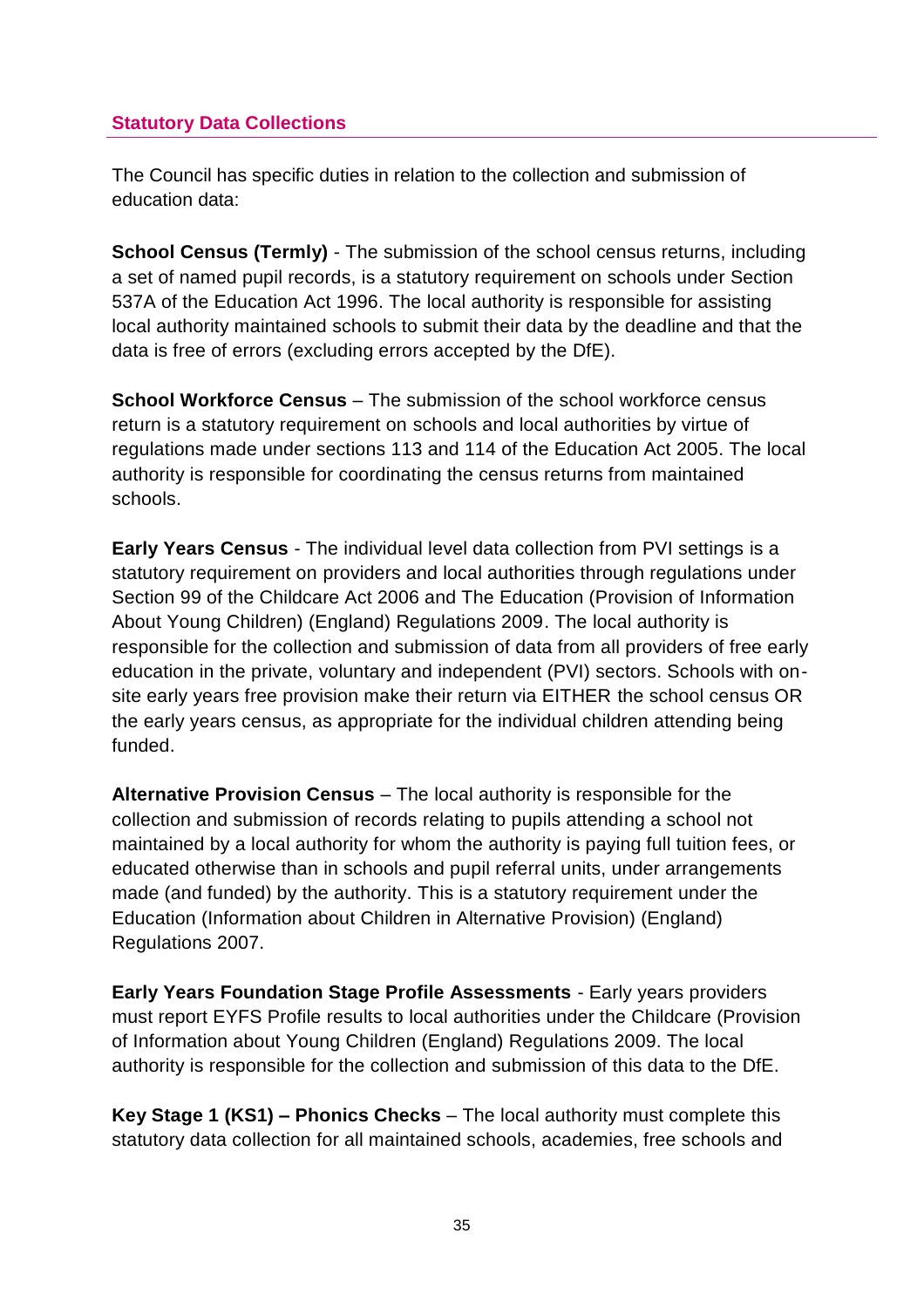## Statory Data Collections

The Council has specific duties in relation to the collection and submission of education data:

**School Census (Termly)** - The submission of the school census returns, including a set of named pupil records, is a statutory requirement on schools under Section 537A of the Education Act 1996. The local authority is responsible for assisting local authority maintained schools to submit their data by the deadline and that the data is free of errors (excluding errors accepted by the DfE).

**School Workforce Census** – The submission of the school workforce census return is a statutory requirement on schools and local authorities by virtue of regulations made under sections 113 and 114 of the Education Act 2005. The local authority is responsible for coordinating the census returns from maintained schools.

**Early Years Census** - The individual level data collection from PVI settings is a statutory requirement on providers and local authorities through regulations under Section 99 of the Childcare Act 2006 and The Education (Provision of Information About Young Children) (England) Regulations 2009. The local authority is responsible for the collection and submission of data from all providers of free early education in the private, voluntary and independent (PVI) sectors. Schools with on-site early years free provision make their return via EITHER the school census OR the early years census, as appropriate for the individual children attending being funded.

**Alternative Provision Census** – The local authority is responsible for the collection and submission of records relating to pupils attending a school not maintained by a local authority for whom the authority is paying full tuition fees, or educated otherwise than in schools and pupil referral units, under arrangements made (and funded) by the authority. This is a statutory requirement under the Education (Information about Children in Alternative Provision) (England) Regulations 2007.

**Early Years Foundation Stage Profile Assessments** - Early years providers must report EYFS Profile results to local authorities under the Childcare (Provision of Information about Young Children (England) Regulations 2009. The local authority is responsible for the collection and submission of this data to the DfE.

**Key Stage 1 (KS1) – Phonics Checks** – The local authority must complete this statutory data collection for all maintained schools, academies, free schools and

## Statutory Data Collections

The Council has specific duties in relation to the collection and submission of education data:

**School Census (Termly)** - The submission of the school census returns, including a set of named pupil records, is a statutory requirement on schools under Section 537A of the Education Act 1996. The local authority is responsible for assisting local authority maintained schools to submit their data by the deadline and that the data is free of errors (excluding errors accepted by the DfE).

**School Workforce Census** – The submission of the school workforce census return is a statutory requirement on schools and local authorities by virtue of regulations made under sections 113 and 114 of the Education Act 2005. The local authority is responsible for coordinating the census returns from maintained schools.

**Early Years Census** - The individual level data collection from PVI settings is a statutory requirement on providers and local authorities through regulations under Section 99 of the Childcare Act 2006 and The Education (Provision of Information About Young Children) (England) Regulations 2009. The local authority is responsible for the collection and submission of data from all providers of free early education in the private, voluntary and independent (PVI) sectors. Schools with on-site early years free provision make their return via EITHER the school census OR the early years census, as appropriate for the individual children attending being funded.

**Alternative Provision Census** – The local authority is responsible for the collection and submission of records relating to pupils attending a school not maintained by a local authority for whom the authority is paying full tuition fees, or educated otherwise than in schools and pupil referral units, under arrangements made (and funded) by the authority. This is a statutory requirement under the Education (Information about Children in Alternative Provision) (England) Regulations 2007.

**Early Years Foundation Stage Profile Assessments** - Early years providers must report EYFS Profile results to local authorities under the Childcare (Provision of Information about Young Children (England) Regulations 2009. The local authority is responsible for the collection and submission of this data to the DfE.

**Key Stage 1 (KS1) – Phonics Checks** – The local authority must complete this statutory data collection for all maintained schools, academies, free schools and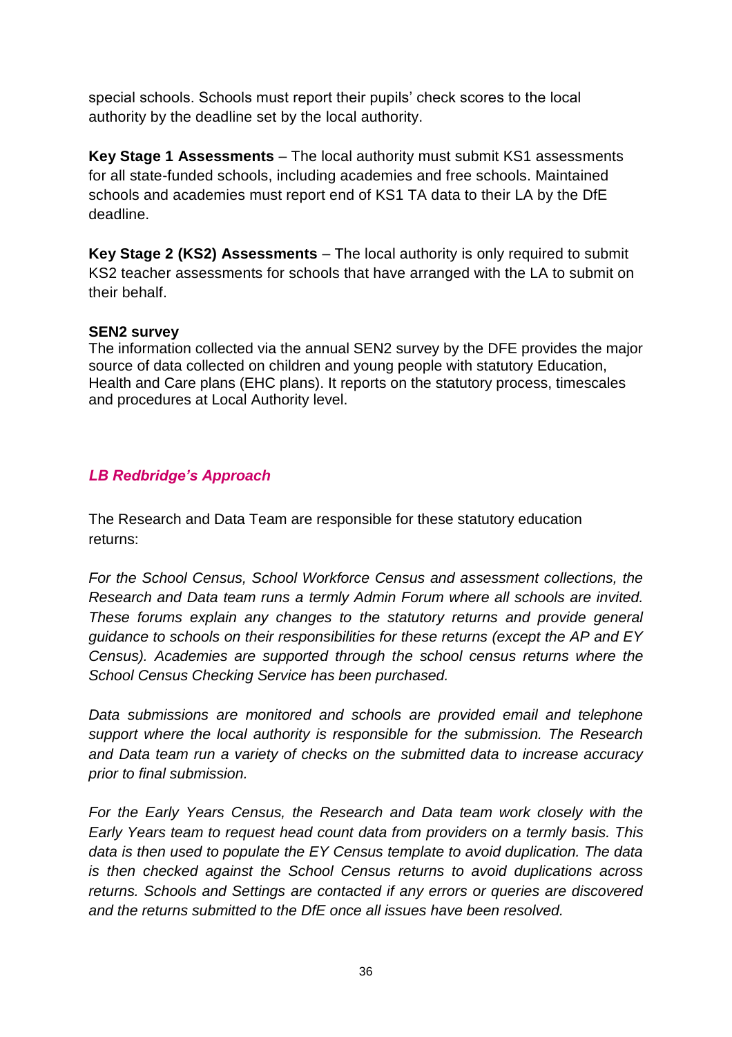special schools. Schools must report their pupils' check scores to the local authority by the deadline set by the local authority.

**Key Stage 1 Assessments** – The local authority must submit KS1 assessments for all state-funded schools, including academies and free schools. Maintained schools and academies must report end of KS1 TA data to their LA by the DfE deadline.

**Key Stage 2 (KS2) Assessments** – The local authority is only required to submit KS2 teacher assessments for schools that have arranged with the LA to submit on their behalf.

**SEN2 survey**

The information collected via the annual SEN2 survey by the DFE provides the major source of data collected on children and young people with statutory Education, Health and Care plans (EHC plans). It reports on the statutory process, timescales and procedures at Local Authority level.

### *LB Redbridge's Approach*

The Research and Data Team are responsible for these statutory education returns:

*For the School Census, School Workforce Census and assessment collections, the Research and Data team runs a termly Admin Forum where all schools are invited. These forums explain any changes to the statutory returns and provide general guidance to schools on their responsibilities for these returns (except the AP and EY Census). Academies are supported through the school census returns where the School Census Checking Service has been purchased.*

*Data submissions are monitored and schools are provided email and telephone support where the local authority is responsible for the submission. The Research and Data team run a variety of checks on the submitted data to increase accuracy prior to final submission.*

*For the Early Years Census, the Research and Data team work closely with the Early Years team to request head count data from providers on a termly basis. This data is then used to populate the EY Census template to avoid duplication. The data is then checked against the School Census returns to avoid duplications across returns. Schools and Settings are contacted if any errors or queries are discovered and the returns submitted to the DfE once all issues have been resolved.*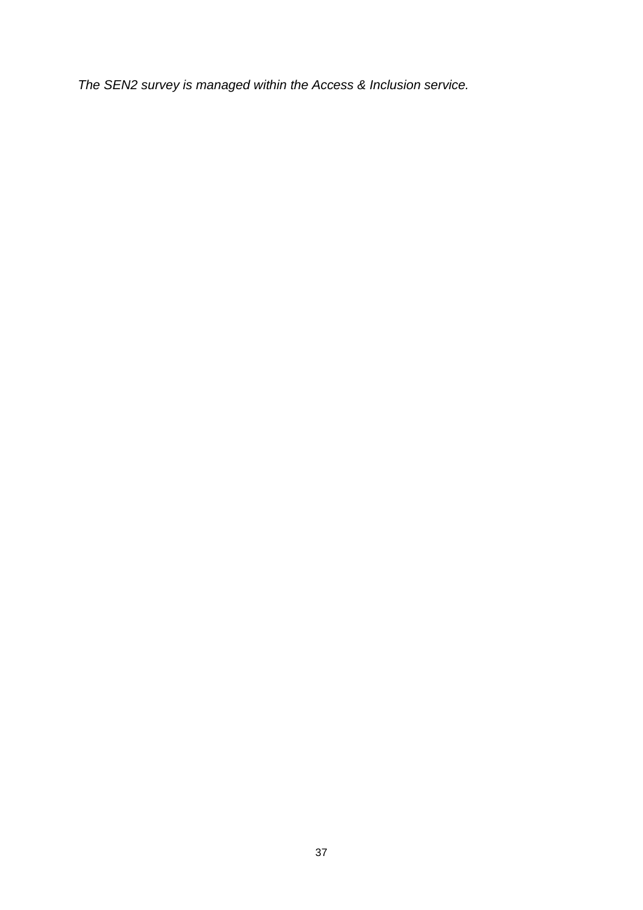*The SEN2 survey is managed within the Access & Inclusion service.*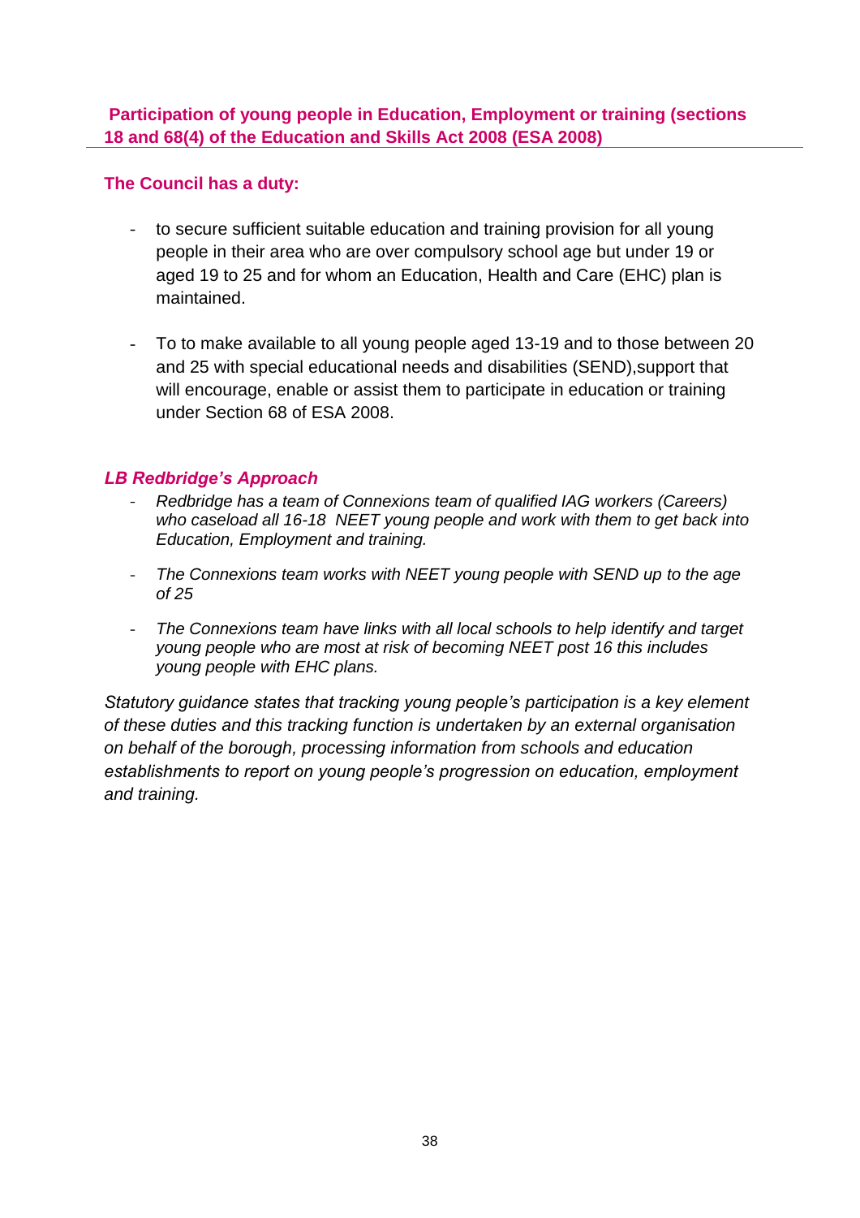## Participation of young people in Education, Employment or training (sections 18 and 68(4) of the Education and Skills Act 2008 (ESA 2008)

### The Council has a duty:

- to secure sufficient suitable education and training provision for all young people in their area who are over compulsory school age but under 19 or aged 19 to 25 and for whom an Education, Health and Care (EHC) plan is maintained.

- To to make available to all young people aged 13-19 and to those between 20 and 25 with special educational needs and disabilities (SEND),support that will encourage, enable or assist them to participate in education or training under Section 68 of ESA 2008.

### *LB Redbridge's Approach*

- *Redbridge has a team of Connexions team of qualified IAG workers (Careers) who caseload all 16-18 NEET young people and work with them to get back into Education, Employment and training.*

- *The Connexions team works with NEET young people with SEND up to the age of 25*

- *The Connexions team have links with all local schools to help identify and target young people who are most at risk of becoming NEET post 16 this includes young people with EHC plans.*

*Statutory guidance states that tracking young people's participation is a key element of these duties and this tracking function is undertaken by an external organisation on behalf of the borough, processing information from schools and education establishments to report on young people's progression on education, employment and training.*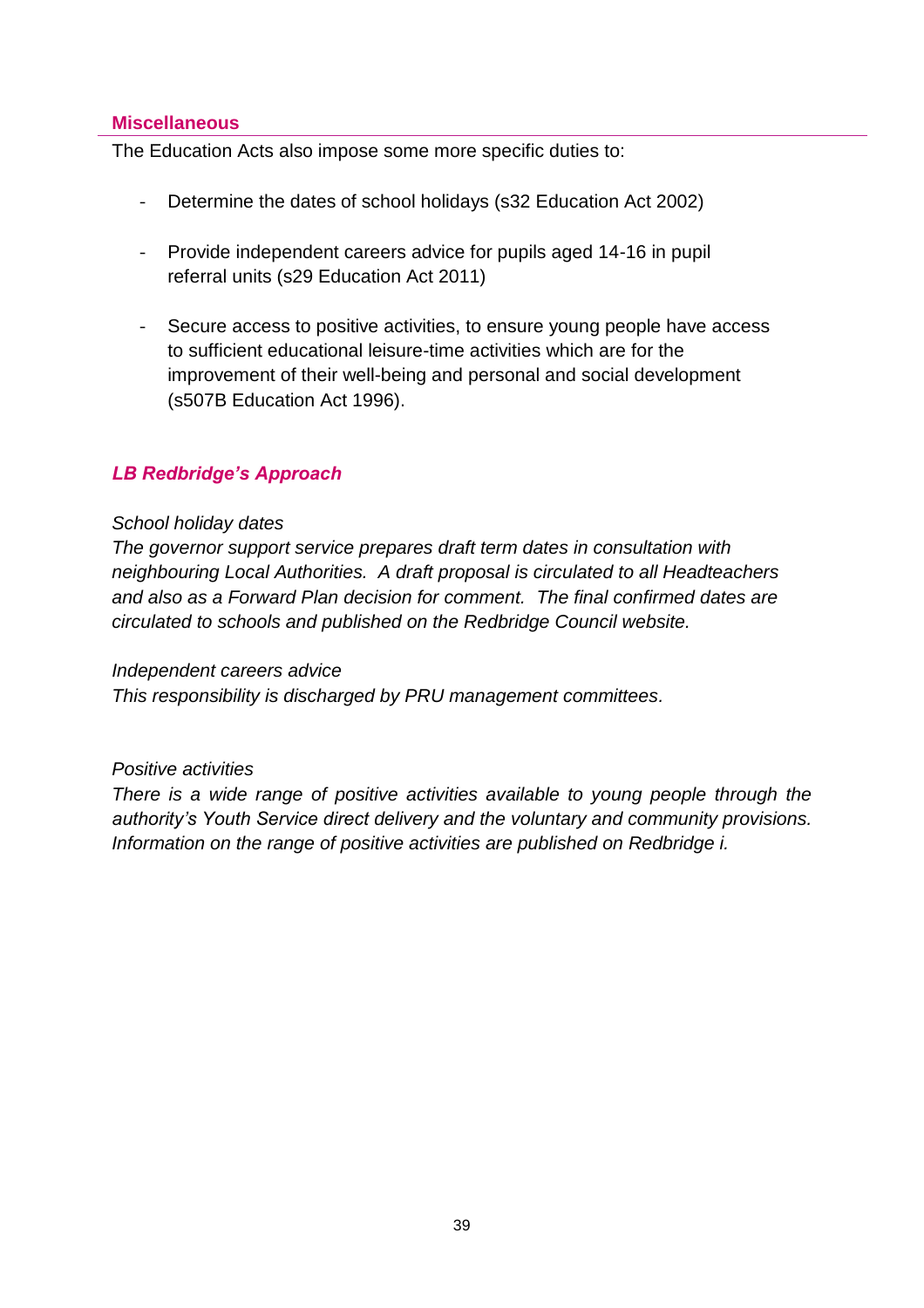## Miscellaneous

The Education Acts also impose some more specific duties to:

- Determine the dates of school holidays (s32 Education Act 2002)

- Provide independent careers advice for pupils aged 14-16 in pupil referral units (s29 Education Act 2011)

- Secure access to positive activities, to ensure young people have access to sufficient educational leisure-time activities which are for the improvement of their well-being and personal and social development (s507B Education Act 1996).

### *LB Redbridge's Approach*

*School holiday dates*
*The governor support service prepares draft term dates in consultation with neighbouring Local Authorities. A draft proposal is circulated to all Headteachers and also as a Forward Plan decision for comment. The final confirmed dates are circulated to schools and published on the Redbridge Council website.*

*Independent careers advice*
*This responsibility is discharged by PRU management committees.*

*Positive activities*
*There is a wide range of positive activities available to young people through the authority's Youth Service direct delivery and the voluntary and community provisions. Information on the range of positive activities are published on Redbridge i.*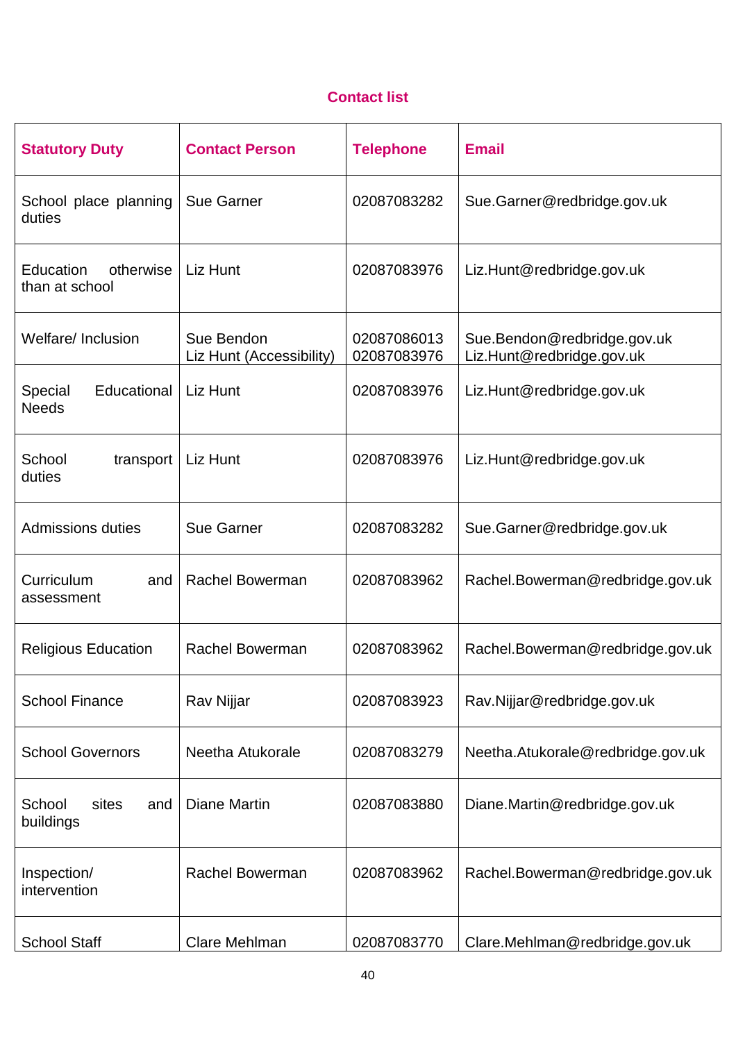## Contact list

| Statutory Duty | Contact Person | Telephone | Email |
|---|---|---|---|
| School place planning duties | Sue Garner | 02087083282 | Sue.Garner@redbridge.gov.uk |
| Education otherwise than at school | Liz Hunt | 02087083976 | Liz.Hunt@redbridge.gov.uk |
| Welfare/ Inclusion | Sue Bendon<br>Liz Hunt (Accessibility) | 02087086013<br>02087083976 | Sue.Bendon@redbridge.gov.uk<br>Liz.Hunt@redbridge.gov.uk |
| Special Educational Needs | Liz Hunt | 02087083976 | Liz.Hunt@redbridge.gov.uk |
| School transport duties | Liz Hunt | 02087083976 | Liz.Hunt@redbridge.gov.uk |
| Admissions duties | Sue Garner | 02087083282 | Sue.Garner@redbridge.gov.uk |
| Curriculum and assessment | Rachel Bowerman | 02087083962 | Rachel.Bowerman@redbridge.gov.uk |
| Religious Education | Rachel Bowerman | 02087083962 | Rachel.Bowerman@redbridge.gov.uk |
| School Finance | Rav Nijjar | 02087083923 | Rav.Nijjar@redbridge.gov.uk |
| School Governors | Neetha Atukorale | 02087083279 | Neetha.Atukorale@redbridge.gov.uk |
| School sites and buildings | Diane Martin | 02087083880 | Diane.Martin@redbridge.gov.uk |
| Inspection/ intervention | Rachel Bowerman | 02087083962 | Rachel.Bowerman@redbridge.gov.uk |
| School Staff | Clare Mehlman | 02087083770 | Clare.Mehlman@redbridge.gov.uk |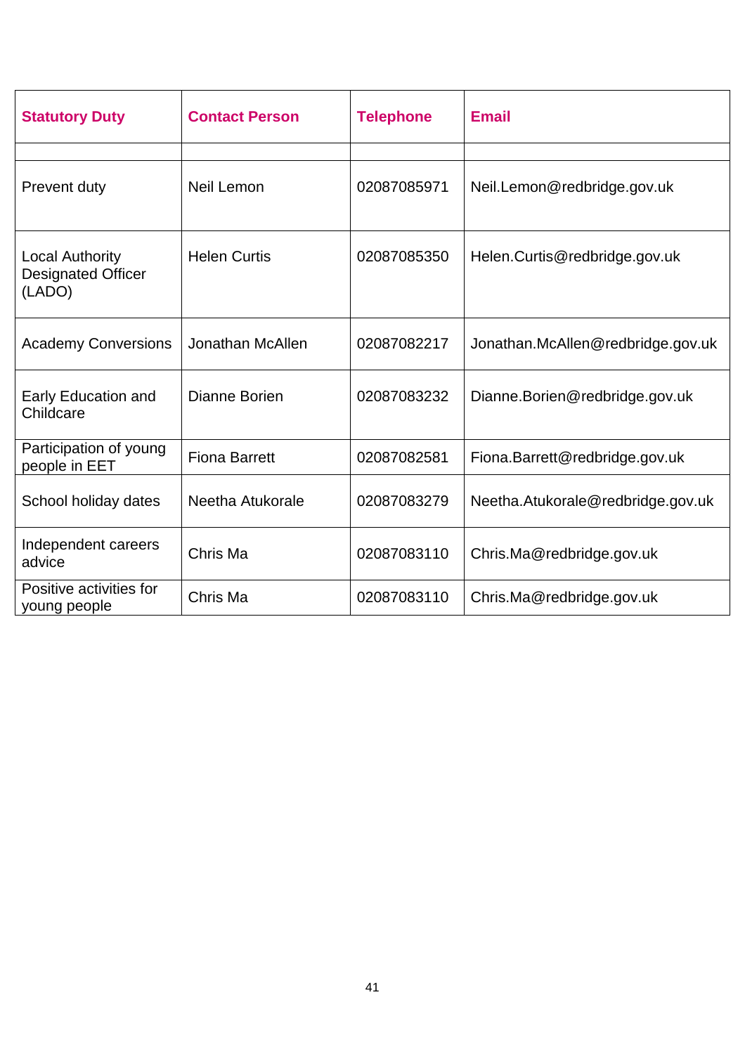| Statutory Duty | Contact Person | Telephone | Email |
|---|---|---|---|
| | | | |
| Prevent duty | Neil Lemon | 02087085971 | Neil.Lemon@redbridge.gov.uk |
| Local Authority Designated Officer (LADO) | Helen Curtis | 02087085350 | Helen.Curtis@redbridge.gov.uk |
| Academy Conversions | Jonathan McAllen | 02087082217 | Jonathan.McAllen@redbridge.gov.uk |
| Early Education and Childcare | Dianne Borien | 02087083232 | Dianne.Borien@redbridge.gov.uk |
| Participation of young people in EET | Fiona Barrett | 02087082581 | Fiona.Barrett@redbridge.gov.uk |
| School holiday dates | Neetha Atukorale | 02087083279 | Neetha.Atukorale@redbridge.gov.uk |
| Independent careers advice | Chris Ma | 02087083110 | Chris.Ma@redbridge.gov.uk |
| Positive activities for young people | Chris Ma | 02087083110 | Chris.Ma@redbridge.gov.uk |